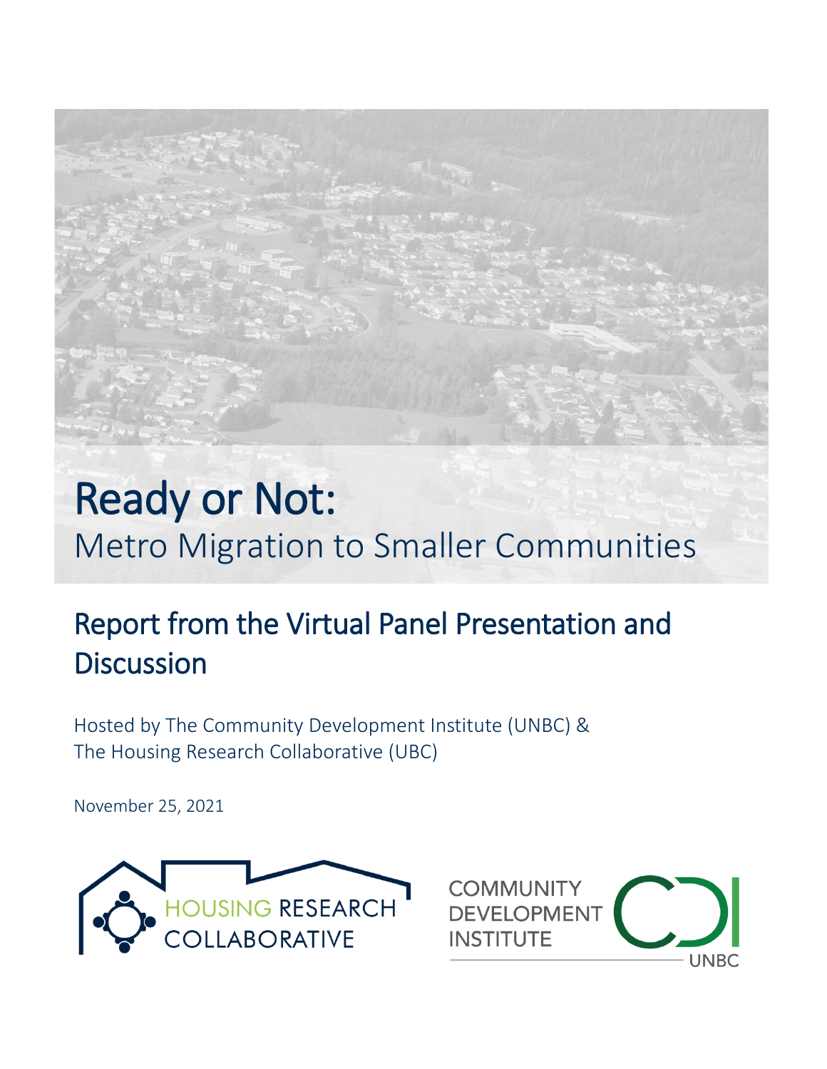# Ready or Not:

Metro Migration to Smaller Communities

## Report from the Virtual Panel Presentation and Discussion

Hosted by The Community Development Institute (UNBC) &
The Housing Research Collaborative (UBC)

November 25, 2021

HOUSING RESEARCH COLLABORATIVE

COMMUNITY DEVELOPMENT INSTITUTE UNBC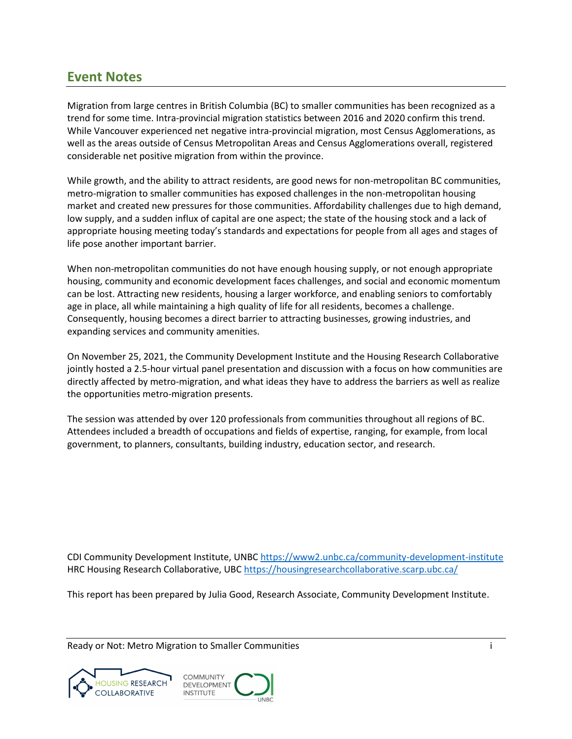## Event Notes

Migration from large centres in British Columbia (BC) to smaller communities has been recognized as a trend for some time. Intra-provincial migration statistics between 2016 and 2020 confirm this trend. While Vancouver experienced net negative intra-provincial migration, most Census Agglomerations, as well as the areas outside of Census Metropolitan Areas and Census Agglomerations overall, registered considerable net positive migration from within the province.

While growth, and the ability to attract residents, are good news for non-metropolitan BC communities, metro-migration to smaller communities has exposed challenges in the non-metropolitan housing market and created new pressures for those communities. Affordability challenges due to high demand, low supply, and a sudden influx of capital are one aspect; the state of the housing stock and a lack of appropriate housing meeting today's standards and expectations for people from all ages and stages of life pose another important barrier.

When non-metropolitan communities do not have enough housing supply, or not enough appropriate housing, community and economic development faces challenges, and social and economic momentum can be lost. Attracting new residents, housing a larger workforce, and enabling seniors to comfortably age in place, all while maintaining a high quality of life for all residents, becomes a challenge. Consequently, housing becomes a direct barrier to attracting businesses, growing industries, and expanding services and community amenities.

On November 25, 2021, the Community Development Institute and the Housing Research Collaborative jointly hosted a 2.5-hour virtual panel presentation and discussion with a focus on how communities are directly affected by metro-migration, and what ideas they have to address the barriers as well as realize the opportunities metro-migration presents.

The session was attended by over 120 professionals from communities throughout all regions of BC. Attendees included a breadth of occupations and fields of expertise, ranging, for example, from local government, to planners, consultants, building industry, education sector, and research.

CDI Community Development Institute, UNBC https://www2.unbc.ca/community-development-institute
HRC Housing Research Collaborative, UBC https://housingresearchcollaborative.scarp.ubc.ca/

This report has been prepared by Julia Good, Research Associate, Community Development Institute.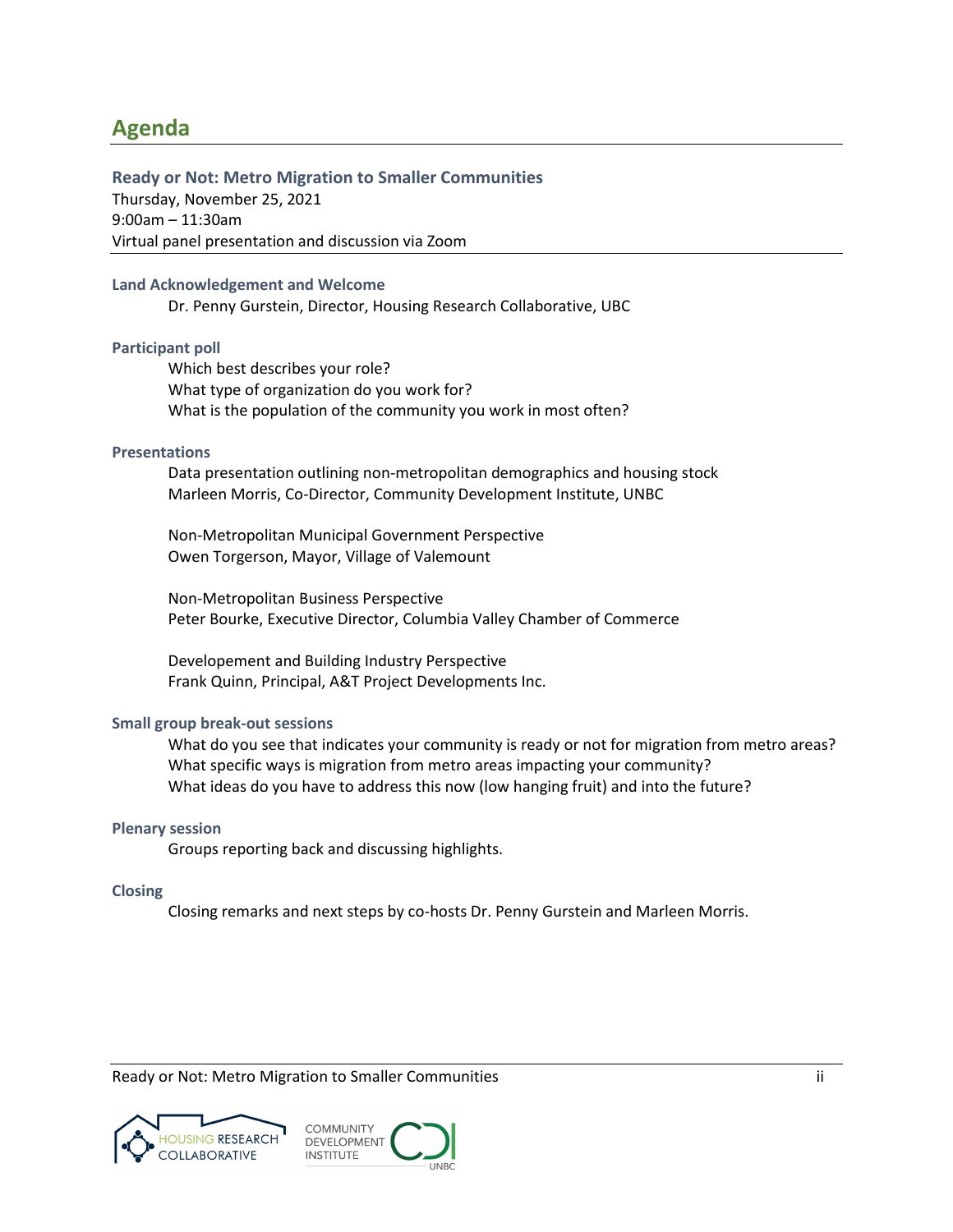# Agenda

## Ready or Not: Metro Migration to Smaller Communities

Thursday, November 25, 2021
9:00am – 11:30am
Virtual panel presentation and discussion via Zoom

### Land Acknowledgement and Welcome

Dr. Penny Gurstein, Director, Housing Research Collaborative, UBC

### Participant poll

Which best describes your role?
What type of organization do you work for?
What is the population of the community you work in most often?

### Presentations

Data presentation outlining non-metropolitan demographics and housing stock
Marleen Morris, Co-Director, Community Development Institute, UNBC

Non-Metropolitan Municipal Government Perspective
Owen Torgerson, Mayor, Village of Valemount

Non-Metropolitan Business Perspective
Peter Bourke, Executive Director, Columbia Valley Chamber of Commerce

Developement and Building Industry Perspective
Frank Quinn, Principal, A&T Project Developments Inc.

### Small group break-out sessions

What do you see that indicates your community is ready or not for migration from metro areas?
What specific ways is migration from metro areas impacting your community?
What ideas do you have to address this now (low hanging fruit) and into the future?

### Plenary session

Groups reporting back and discussing highlights.

### Closing

Closing remarks and next steps by co-hosts Dr. Penny Gurstein and Marleen Morris.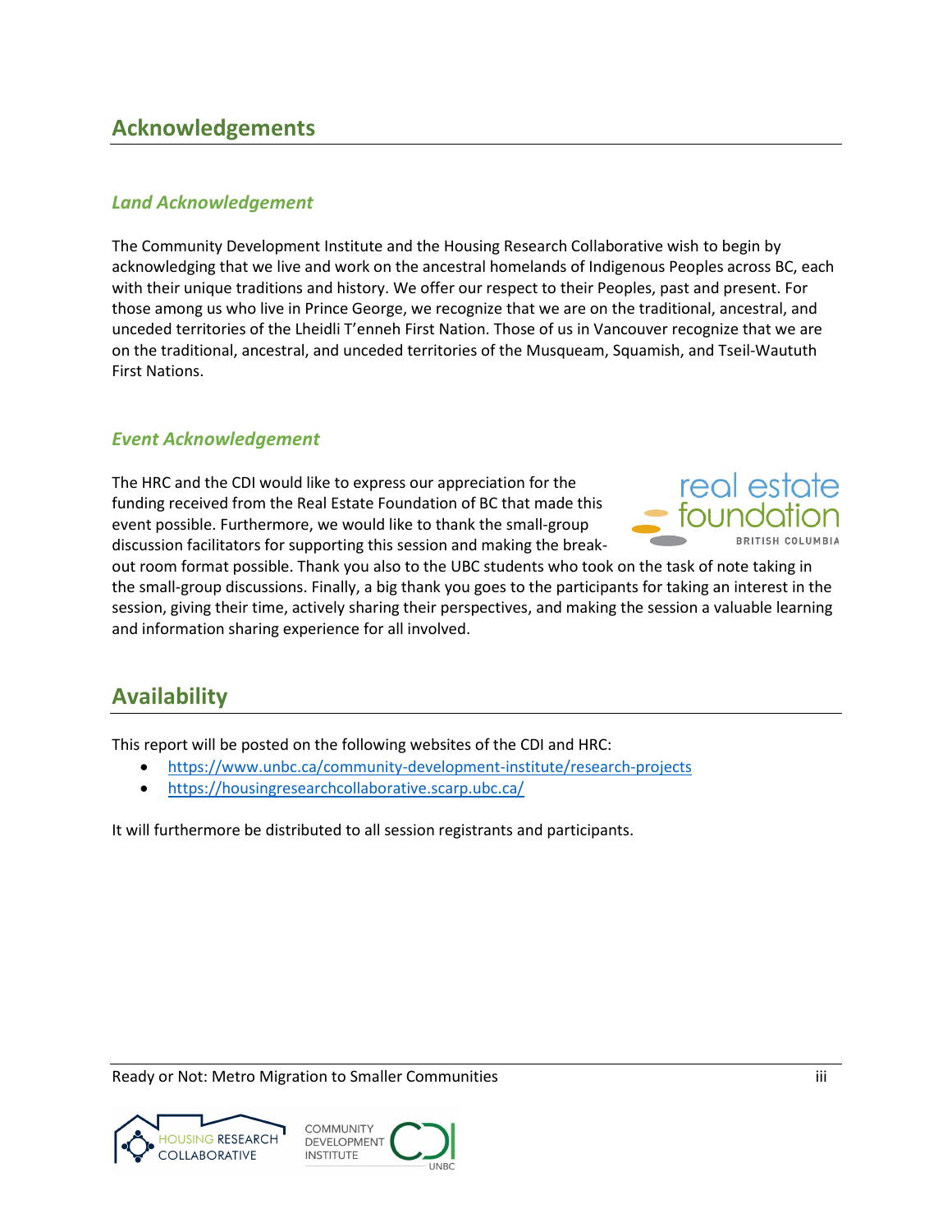## Acknowledgements

### *Land Acknowledgement*

The Community Development Institute and the Housing Research Collaborative wish to begin by acknowledging that we live and work on the ancestral homelands of Indigenous Peoples across BC, each with their unique traditions and history. We offer our respect to their Peoples, past and present. For those among us who live in Prince George, we recognize that we are on the traditional, ancestral, and unceded territories of the Lheidli T'enneh First Nation. Those of us in Vancouver recognize that we are on the traditional, ancestral, and unceded territories of the Musqueam, Squamish, and Tseil-Waututh First Nations.

### *Event Acknowledgement*

The HRC and the CDI would like to express our appreciation for the funding received from the Real Estate Foundation of BC that made this event possible. Furthermore, we would like to thank the small-group discussion facilitators for supporting this session and making the break-out room format possible. Thank you also to the UBC students who took on the task of note taking in the small-group discussions. Finally, a big thank you goes to the participants for taking an interest in the session, giving their time, actively sharing their perspectives, and making the session a valuable learning and information sharing experience for all involved.

## Availability

This report will be posted on the following websites of the CDI and HRC:

- https://www.unbc.ca/community-development-institute/research-projects
- https://housingresearchcollaborative.scarp.ubc.ca/

It will furthermore be distributed to all session registrants and participants.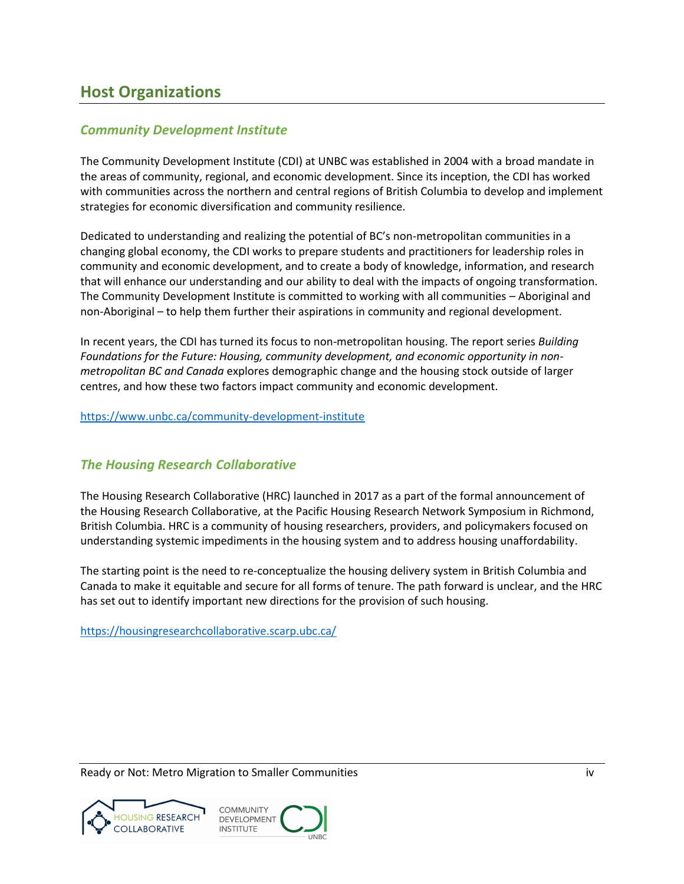## Host Organizations

### *Community Development Institute*

The Community Development Institute (CDI) at UNBC was established in 2004 with a broad mandate in the areas of community, regional, and economic development. Since its inception, the CDI has worked with communities across the northern and central regions of British Columbia to develop and implement strategies for economic diversification and community resilience.

Dedicated to understanding and realizing the potential of BC's non-metropolitan communities in a changing global economy, the CDI works to prepare students and practitioners for leadership roles in community and economic development, and to create a body of knowledge, information, and research that will enhance our understanding and our ability to deal with the impacts of ongoing transformation. The Community Development Institute is committed to working with all communities – Aboriginal and non-Aboriginal – to help them further their aspirations in community and regional development.

In recent years, the CDI has turned its focus to non-metropolitan housing. The report series *Building Foundations for the Future: Housing, community development, and economic opportunity in non-metropolitan BC and Canada* explores demographic change and the housing stock outside of larger centres, and how these two factors impact community and economic development.

https://www.unbc.ca/community-development-institute

### *The Housing Research Collaborative*

The Housing Research Collaborative (HRC) launched in 2017 as a part of the formal announcement of the Housing Research Collaborative, at the Pacific Housing Research Network Symposium in Richmond, British Columbia. HRC is a community of housing researchers, providers, and policymakers focused on understanding systemic impediments in the housing system and to address housing unaffordability.

The starting point is the need to re-conceptualize the housing delivery system in British Columbia and Canada to make it equitable and secure for all forms of tenure. The path forward is unclear, and the HRC has set out to identify important new directions for the provision of such housing.

https://housingresearchcollaborative.scarp.ubc.ca/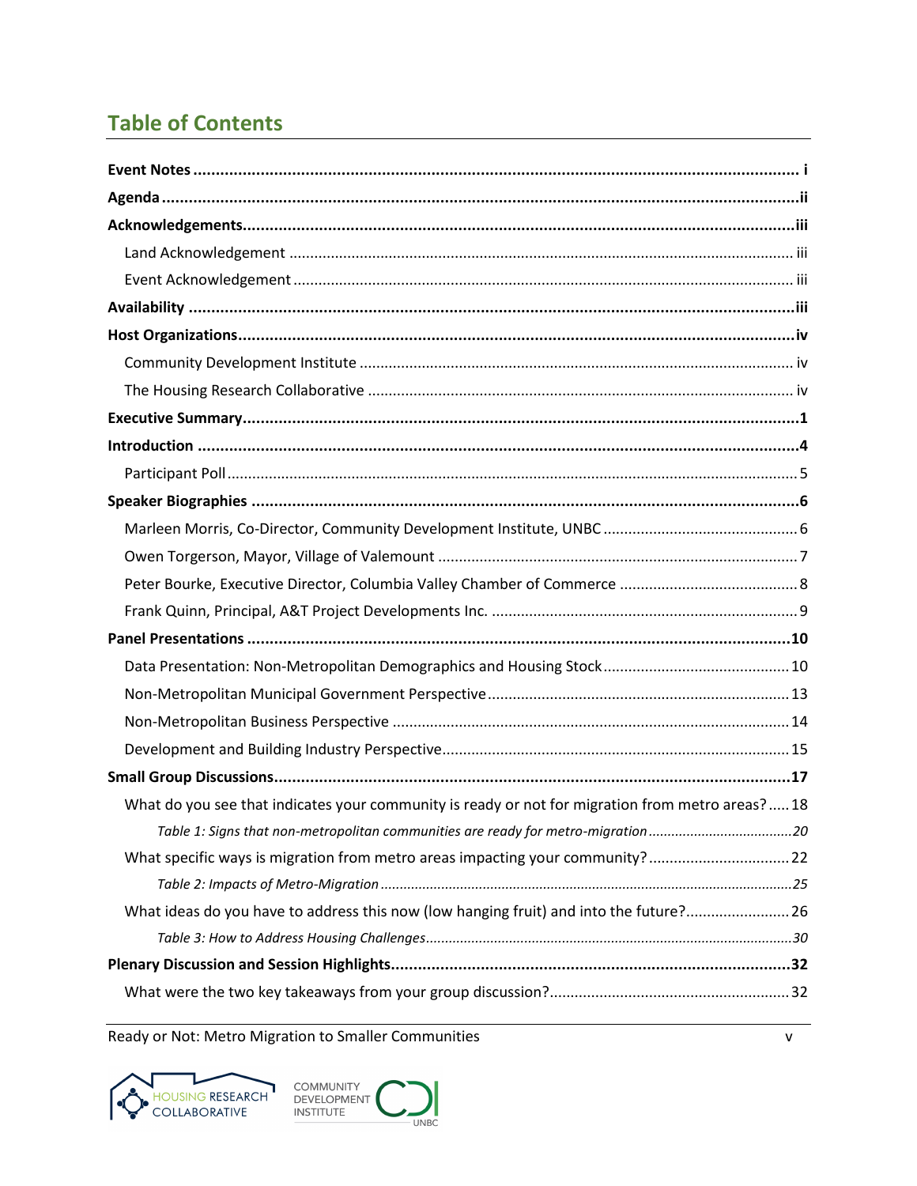## Table of Contents

**Event Notes** ........................................................................................................................ i
**Agenda** ................................................................................................................................ii
**Acknowledgements** ..........................................................................................................iii
- Land Acknowledgement ...................................................................................................... iii
- Event Acknowledgement ..................................................................................................... iii

**Availability** ........................................................................................................................iii
**Host Organizations** ...........................................................................................................iv
- Community Development Institute ...................................................................................... iv
- The Housing Research Collaborative ................................................................................... iv

**Executive Summary** ............................................................................................................1
**Introduction** .......................................................................................................................4
- Participant Poll .......................................................................................................................5

**Speaker Biographies** ..........................................................................................................6
- Marleen Morris, Co-Director, Community Development Institute, UNBC .............................6
- Owen Torgerson, Mayor, Village of Valemount .....................................................................7
- Peter Bourke, Executive Director, Columbia Valley Chamber of Commerce ..........................8
- Frank Quinn, Principal, A&T Project Developments Inc. ........................................................9

**Panel Presentations** ..........................................................................................................10
- Data Presentation: Non-Metropolitan Demographics and Housing Stock ............................10
- Non-Metropolitan Municipal Government Perspective ........................................................13
- Non-Metropolitan Business Perspective ...............................................................................14
- Development and Building Industry Perspective ..................................................................15

**Small Group Discussions** ....................................................................................................17
- What do you see that indicates your community is ready or not for migration from metro areas? .....18
  - *Table 1: Signs that non-metropolitan communities are ready for metro-migration* .....................20
- What specific ways is migration from metro areas impacting your community? ..................22
  - *Table 2: Impacts of Metro-Migration* ...........................................................................25
- What ideas do you have to address this now (low hanging fruit) and into the future? .........26
  - *Table 3: How to Address Housing Challenges* ...............................................................30

**Plenary Discussion and Session Highlights** .......................................................................32
- What were the two key takeaways from your group discussion? ..........................................32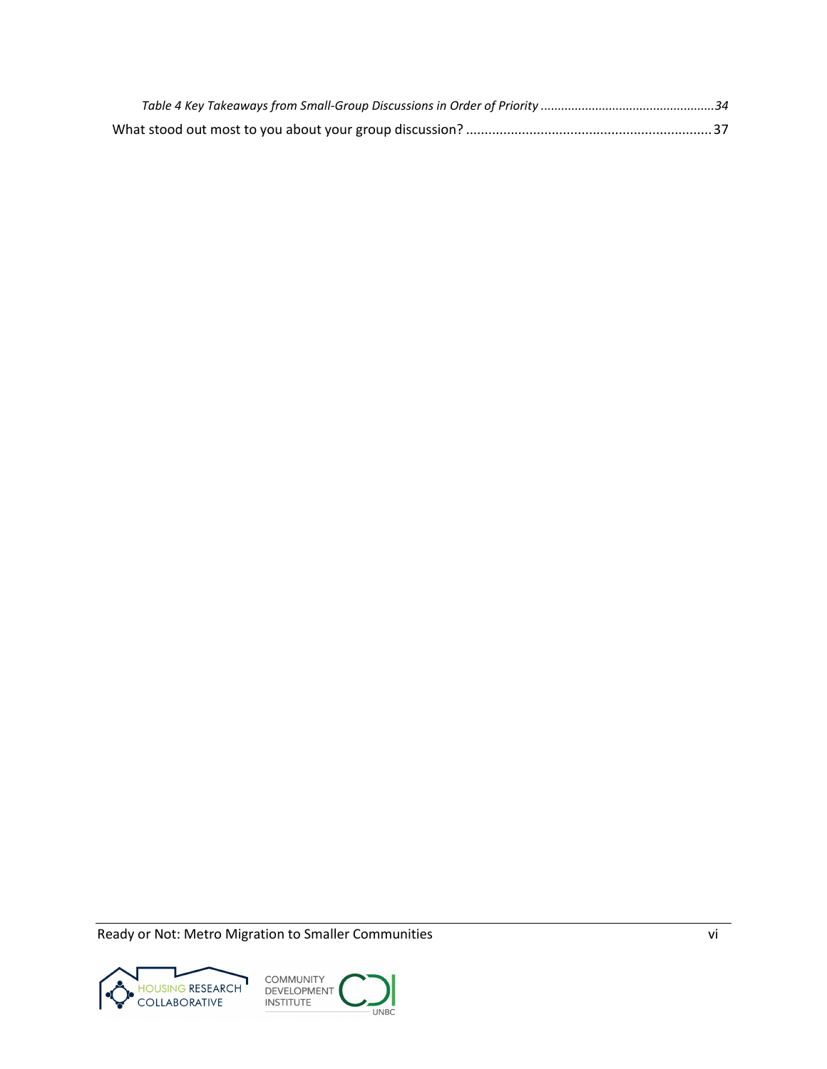*Table 4 Key Takeaways from Small-Group Discussions in Order of Priority* ..................................................34

What stood out most to you about your group discussion? .................................................................37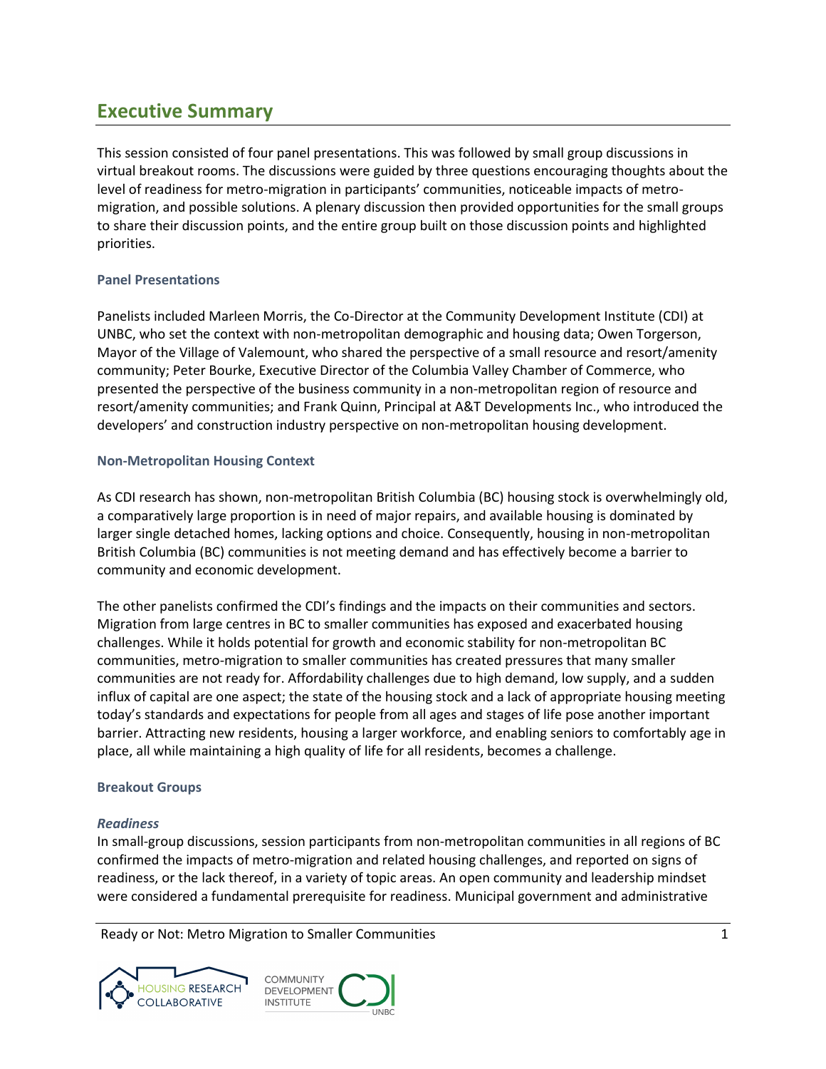# Executive Summary

This session consisted of four panel presentations. This was followed by small group discussions in virtual breakout rooms. The discussions were guided by three questions encouraging thoughts about the level of readiness for metro-migration in participants' communities, noticeable impacts of metro-migration, and possible solutions. A plenary discussion then provided opportunities for the small groups to share their discussion points, and the entire group built on those discussion points and highlighted priorities.

### Panel Presentations

Panelists included Marleen Morris, the Co-Director at the Community Development Institute (CDI) at UNBC, who set the context with non-metropolitan demographic and housing data; Owen Torgerson, Mayor of the Village of Valemount, who shared the perspective of a small resource and resort/amenity community; Peter Bourke, Executive Director of the Columbia Valley Chamber of Commerce, who presented the perspective of the business community in a non-metropolitan region of resource and resort/amenity communities; and Frank Quinn, Principal at A&T Developments Inc., who introduced the developers' and construction industry perspective on non-metropolitan housing development.

### Non-Metropolitan Housing Context

As CDI research has shown, non-metropolitan British Columbia (BC) housing stock is overwhelmingly old, a comparatively large proportion is in need of major repairs, and available housing is dominated by larger single detached homes, lacking options and choice. Consequently, housing in non-metropolitan British Columbia (BC) communities is not meeting demand and has effectively become a barrier to community and economic development.

The other panelists confirmed the CDI's findings and the impacts on their communities and sectors. Migration from large centres in BC to smaller communities has exposed and exacerbated housing challenges. While it holds potential for growth and economic stability for non-metropolitan BC communities, metro-migration to smaller communities has created pressures that many smaller communities are not ready for. Affordability challenges due to high demand, low supply, and a sudden influx of capital are one aspect; the state of the housing stock and a lack of appropriate housing meeting today's standards and expectations for people from all ages and stages of life pose another important barrier. Attracting new residents, housing a larger workforce, and enabling seniors to comfortably age in place, all while maintaining a high quality of life for all residents, becomes a challenge.

### Breakout Groups

#### *Readiness*

In small-group discussions, session participants from non-metropolitan communities in all regions of BC confirmed the impacts of metro-migration and related housing challenges, and reported on signs of readiness, or the lack thereof, in a variety of topic areas. An open community and leadership mindset were considered a fundamental prerequisite for readiness. Municipal government and administrative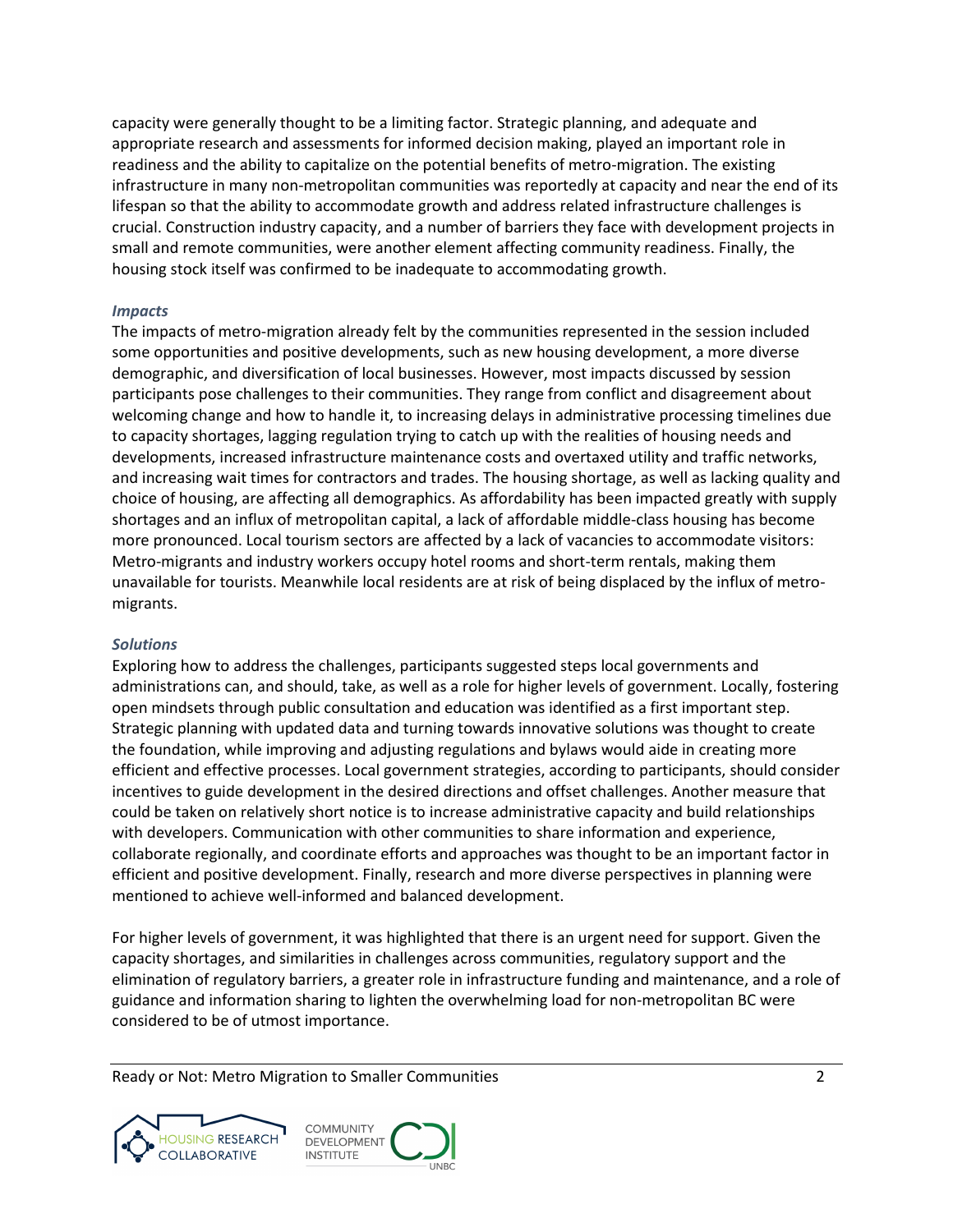capacity were generally thought to be a limiting factor. Strategic planning, and adequate and appropriate research and assessments for informed decision making, played an important role in readiness and the ability to capitalize on the potential benefits of metro-migration. The existing infrastructure in many non-metropolitan communities was reportedly at capacity and near the end of its lifespan so that the ability to accommodate growth and address related infrastructure challenges is crucial. Construction industry capacity, and a number of barriers they face with development projects in small and remote communities, were another element affecting community readiness. Finally, the housing stock itself was confirmed to be inadequate to accommodating growth.

### *Impacts*

The impacts of metro-migration already felt by the communities represented in the session included some opportunities and positive developments, such as new housing development, a more diverse demographic, and diversification of local businesses. However, most impacts discussed by session participants pose challenges to their communities. They range from conflict and disagreement about welcoming change and how to handle it, to increasing delays in administrative processing timelines due to capacity shortages, lagging regulation trying to catch up with the realities of housing needs and developments, increased infrastructure maintenance costs and overtaxed utility and traffic networks, and increasing wait times for contractors and trades. The housing shortage, as well as lacking quality and choice of housing, are affecting all demographics. As affordability has been impacted greatly with supply shortages and an influx of metropolitan capital, a lack of affordable middle-class housing has become more pronounced. Local tourism sectors are affected by a lack of vacancies to accommodate visitors: Metro-migrants and industry workers occupy hotel rooms and short-term rentals, making them unavailable for tourists. Meanwhile local residents are at risk of being displaced by the influx of metro-migrants.

### *Solutions*

Exploring how to address the challenges, participants suggested steps local governments and administrations can, and should, take, as well as a role for higher levels of government. Locally, fostering open mindsets through public consultation and education was identified as a first important step. Strategic planning with updated data and turning towards innovative solutions was thought to create the foundation, while improving and adjusting regulations and bylaws would aide in creating more efficient and effective processes. Local government strategies, according to participants, should consider incentives to guide development in the desired directions and offset challenges. Another measure that could be taken on relatively short notice is to increase administrative capacity and build relationships with developers. Communication with other communities to share information and experience, collaborate regionally, and coordinate efforts and approaches was thought to be an important factor in efficient and positive development. Finally, research and more diverse perspectives in planning were mentioned to achieve well-informed and balanced development.

For higher levels of government, it was highlighted that there is an urgent need for support. Given the capacity shortages, and similarities in challenges across communities, regulatory support and the elimination of regulatory barriers, a greater role in infrastructure funding and maintenance, and a role of guidance and information sharing to lighten the overwhelming load for non-metropolitan BC were considered to be of utmost importance.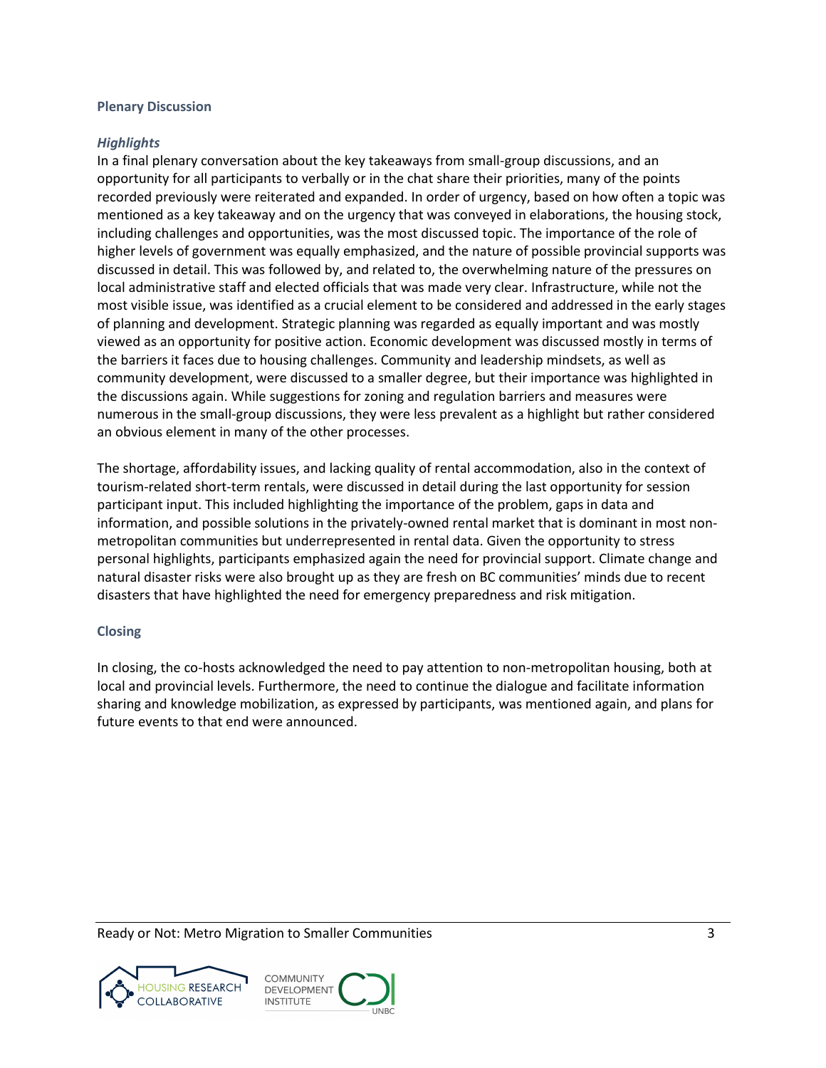## Plenary Discussion

### *Highlights*

In a final plenary conversation about the key takeaways from small-group discussions, and an opportunity for all participants to verbally or in the chat share their priorities, many of the points recorded previously were reiterated and expanded. In order of urgency, based on how often a topic was mentioned as a key takeaway and on the urgency that was conveyed in elaborations, the housing stock, including challenges and opportunities, was the most discussed topic. The importance of the role of higher levels of government was equally emphasized, and the nature of possible provincial supports was discussed in detail. This was followed by, and related to, the overwhelming nature of the pressures on local administrative staff and elected officials that was made very clear. Infrastructure, while not the most visible issue, was identified as a crucial element to be considered and addressed in the early stages of planning and development. Strategic planning was regarded as equally important and was mostly viewed as an opportunity for positive action. Economic development was discussed mostly in terms of the barriers it faces due to housing challenges. Community and leadership mindsets, as well as community development, were discussed to a smaller degree, but their importance was highlighted in the discussions again. While suggestions for zoning and regulation barriers and measures were numerous in the small-group discussions, they were less prevalent as a highlight but rather considered an obvious element in many of the other processes.

The shortage, affordability issues, and lacking quality of rental accommodation, also in the context of tourism-related short-term rentals, were discussed in detail during the last opportunity for session participant input. This included highlighting the importance of the problem, gaps in data and information, and possible solutions in the privately-owned rental market that is dominant in most non-metropolitan communities but underrepresented in rental data. Given the opportunity to stress personal highlights, participants emphasized again the need for provincial support. Climate change and natural disaster risks were also brought up as they are fresh on BC communities' minds due to recent disasters that have highlighted the need for emergency preparedness and risk mitigation.

## Closing

In closing, the co-hosts acknowledged the need to pay attention to non-metropolitan housing, both at local and provincial levels. Furthermore, the need to continue the dialogue and facilitate information sharing and knowledge mobilization, as expressed by participants, was mentioned again, and plans for future events to that end were announced.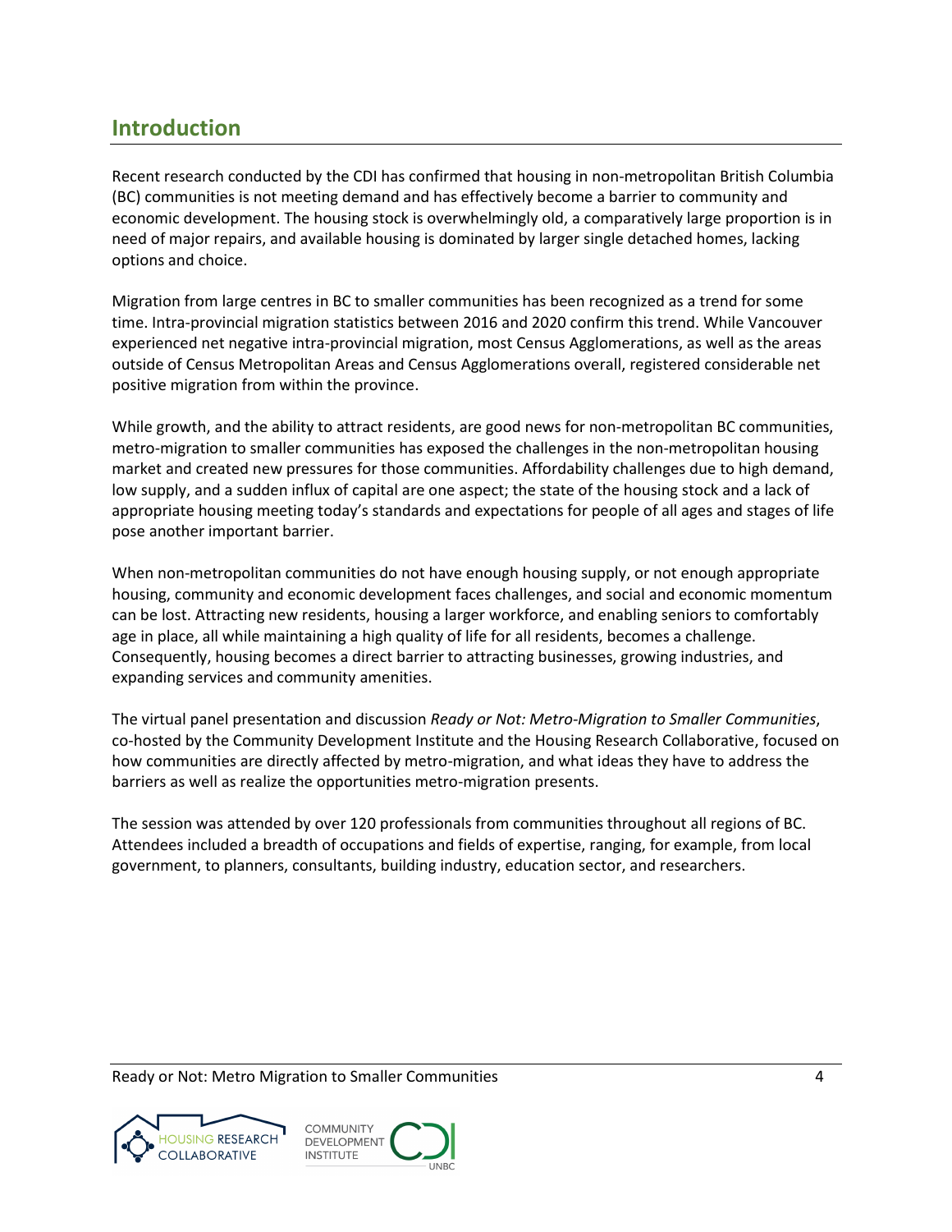## Introduction

Recent research conducted by the CDI has confirmed that housing in non-metropolitan British Columbia (BC) communities is not meeting demand and has effectively become a barrier to community and economic development. The housing stock is overwhelmingly old, a comparatively large proportion is in need of major repairs, and available housing is dominated by larger single detached homes, lacking options and choice.

Migration from large centres in BC to smaller communities has been recognized as a trend for some time. Intra-provincial migration statistics between 2016 and 2020 confirm this trend. While Vancouver experienced net negative intra-provincial migration, most Census Agglomerations, as well as the areas outside of Census Metropolitan Areas and Census Agglomerations overall, registered considerable net positive migration from within the province.

While growth, and the ability to attract residents, are good news for non-metropolitan BC communities, metro-migration to smaller communities has exposed the challenges in the non-metropolitan housing market and created new pressures for those communities. Affordability challenges due to high demand, low supply, and a sudden influx of capital are one aspect; the state of the housing stock and a lack of appropriate housing meeting today's standards and expectations for people of all ages and stages of life pose another important barrier.

When non-metropolitan communities do not have enough housing supply, or not enough appropriate housing, community and economic development faces challenges, and social and economic momentum can be lost. Attracting new residents, housing a larger workforce, and enabling seniors to comfortably age in place, all while maintaining a high quality of life for all residents, becomes a challenge. Consequently, housing becomes a direct barrier to attracting businesses, growing industries, and expanding services and community amenities.

The virtual panel presentation and discussion *Ready or Not: Metro-Migration to Smaller Communities*, co-hosted by the Community Development Institute and the Housing Research Collaborative, focused on how communities are directly affected by metro-migration, and what ideas they have to address the barriers as well as realize the opportunities metro-migration presents.

The session was attended by over 120 professionals from communities throughout all regions of BC. Attendees included a breadth of occupations and fields of expertise, ranging, for example, from local government, to planners, consultants, building industry, education sector, and researchers.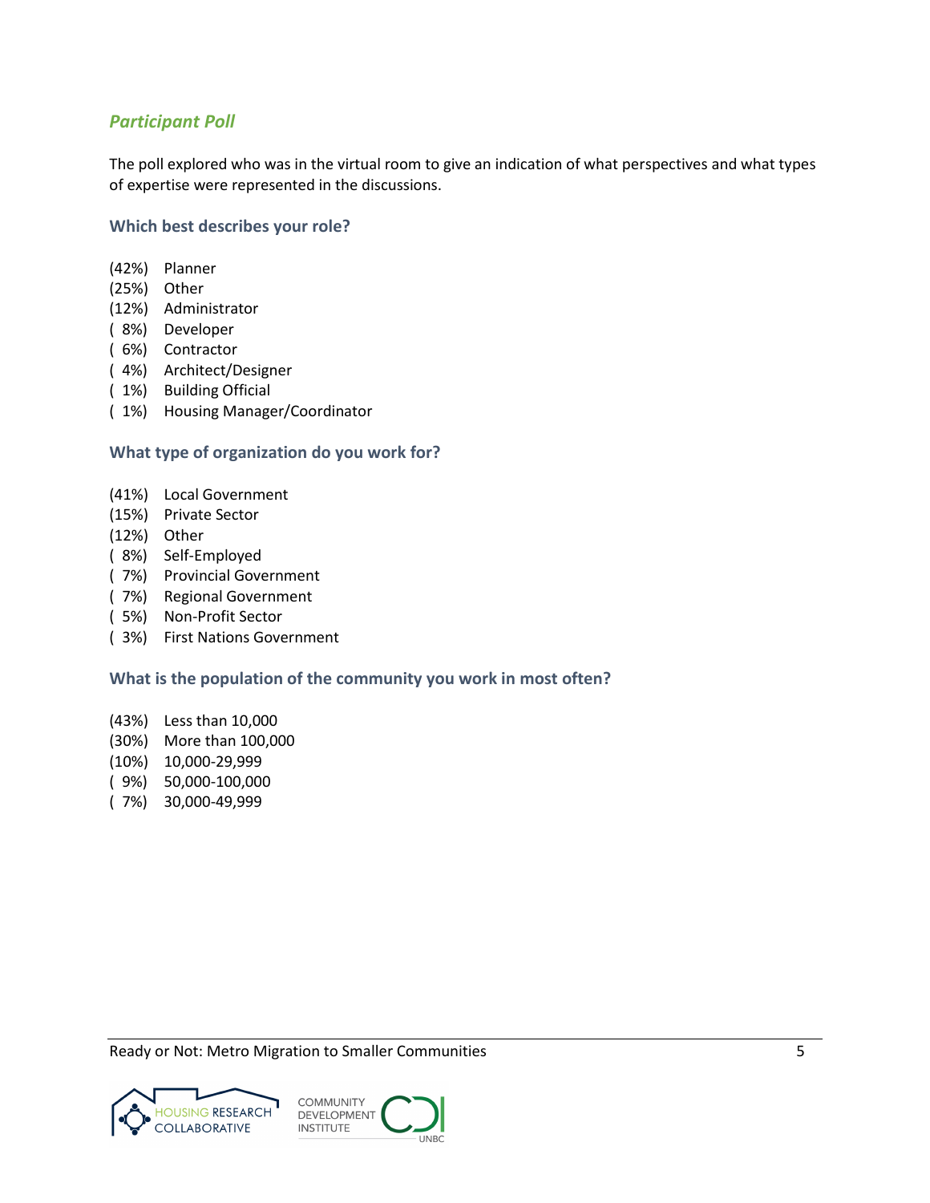### *Participant Poll*

The poll explored who was in the virtual room to give an indication of what perspectives and what types of expertise were represented in the discussions.

#### Which best describes your role?

(42%) Planner  
(25%) Other  
(12%) Administrator  
( 8%) Developer  
( 6%) Contractor  
( 4%) Architect/Designer  
( 1%) Building Official  
( 1%) Housing Manager/Coordinator

#### What type of organization do you work for?

(41%) Local Government  
(15%) Private Sector  
(12%) Other  
( 8%) Self-Employed  
( 7%) Provincial Government  
( 7%) Regional Government  
( 5%) Non-Profit Sector  
( 3%) First Nations Government

#### What is the population of the community you work in most often?

(43%) Less than 10,000  
(30%) More than 100,000  
(10%) 10,000-29,999  
( 9%) 50,000-100,000  
( 7%) 30,000-49,999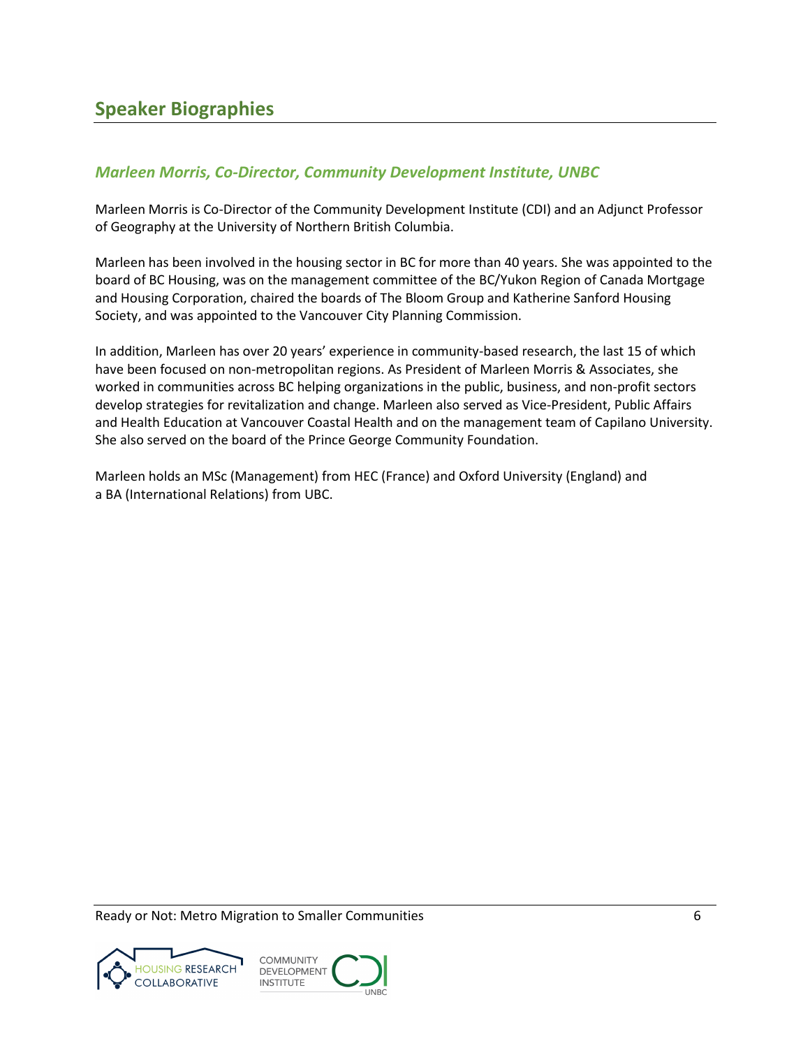# Speaker Biographies

### *Marleen Morris, Co-Director, Community Development Institute, UNBC*

Marleen Morris is Co-Director of the Community Development Institute (CDI) and an Adjunct Professor of Geography at the University of Northern British Columbia.

Marleen has been involved in the housing sector in BC for more than 40 years. She was appointed to the board of BC Housing, was on the management committee of the BC/Yukon Region of Canada Mortgage and Housing Corporation, chaired the boards of The Bloom Group and Katherine Sanford Housing Society, and was appointed to the Vancouver City Planning Commission.

In addition, Marleen has over 20 years' experience in community-based research, the last 15 of which have been focused on non-metropolitan regions. As President of Marleen Morris & Associates, she worked in communities across BC helping organizations in the public, business, and non-profit sectors develop strategies for revitalization and change. Marleen also served as Vice-President, Public Affairs and Health Education at Vancouver Coastal Health and on the management team of Capilano University. She also served on the board of the Prince George Community Foundation.

Marleen holds an MSc (Management) from HEC (France) and Oxford University (England) and a BA (International Relations) from UBC.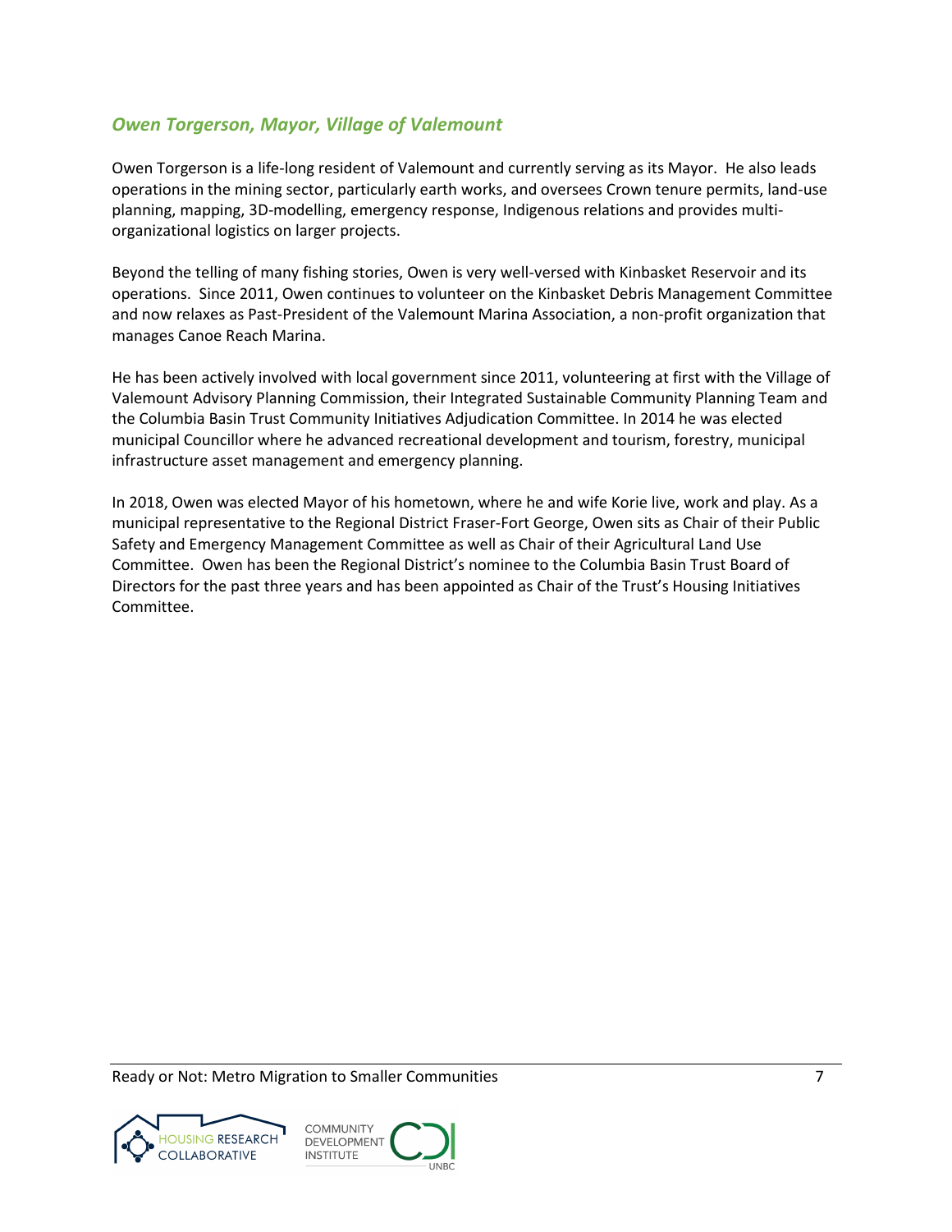### *Owen Torgerson, Mayor, Village of Valemount*

Owen Torgerson is a life-long resident of Valemount and currently serving as its Mayor. He also leads operations in the mining sector, particularly earth works, and oversees Crown tenure permits, land-use planning, mapping, 3D-modelling, emergency response, Indigenous relations and provides multi-organizational logistics on larger projects.

Beyond the telling of many fishing stories, Owen is very well-versed with Kinbasket Reservoir and its operations. Since 2011, Owen continues to volunteer on the Kinbasket Debris Management Committee and now relaxes as Past-President of the Valemount Marina Association, a non-profit organization that manages Canoe Reach Marina.

He has been actively involved with local government since 2011, volunteering at first with the Village of Valemount Advisory Planning Commission, their Integrated Sustainable Community Planning Team and the Columbia Basin Trust Community Initiatives Adjudication Committee. In 2014 he was elected municipal Councillor where he advanced recreational development and tourism, forestry, municipal infrastructure asset management and emergency planning.

In 2018, Owen was elected Mayor of his hometown, where he and wife Korie live, work and play. As a municipal representative to the Regional District Fraser-Fort George, Owen sits as Chair of their Public Safety and Emergency Management Committee as well as Chair of their Agricultural Land Use Committee. Owen has been the Regional District's nominee to the Columbia Basin Trust Board of Directors for the past three years and has been appointed as Chair of the Trust's Housing Initiatives Committee.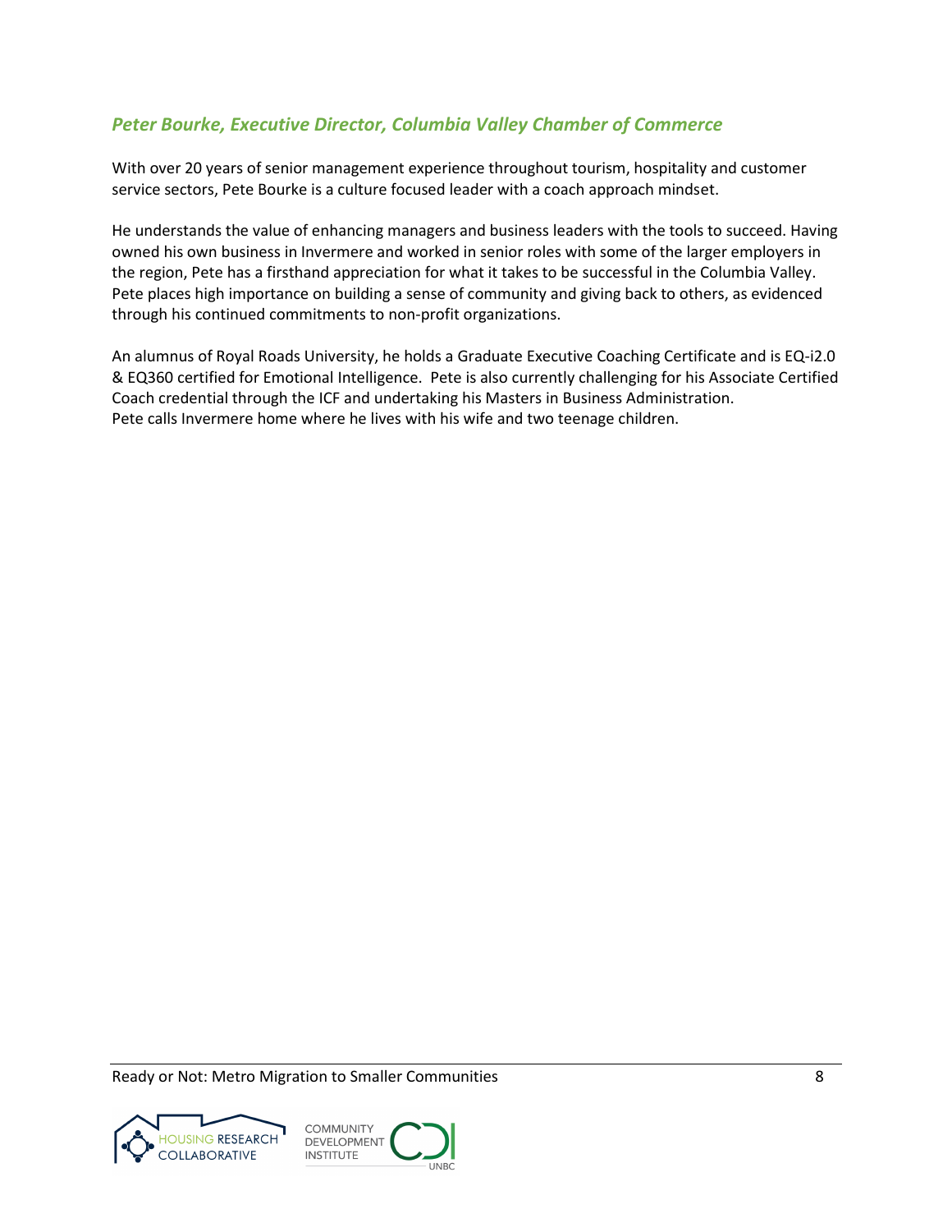### *Peter Bourke, Executive Director, Columbia Valley Chamber of Commerce*

With over 20 years of senior management experience throughout tourism, hospitality and customer service sectors, Pete Bourke is a culture focused leader with a coach approach mindset.

He understands the value of enhancing managers and business leaders with the tools to succeed. Having owned his own business in Invermere and worked in senior roles with some of the larger employers in the region, Pete has a firsthand appreciation for what it takes to be successful in the Columbia Valley. Pete places high importance on building a sense of community and giving back to others, as evidenced through his continued commitments to non-profit organizations.

An alumnus of Royal Roads University, he holds a Graduate Executive Coaching Certificate and is EQ-i2.0 & EQ360 certified for Emotional Intelligence. Pete is also currently challenging for his Associate Certified Coach credential through the ICF and undertaking his Masters in Business Administration. Pete calls Invermere home where he lives with his wife and two teenage children.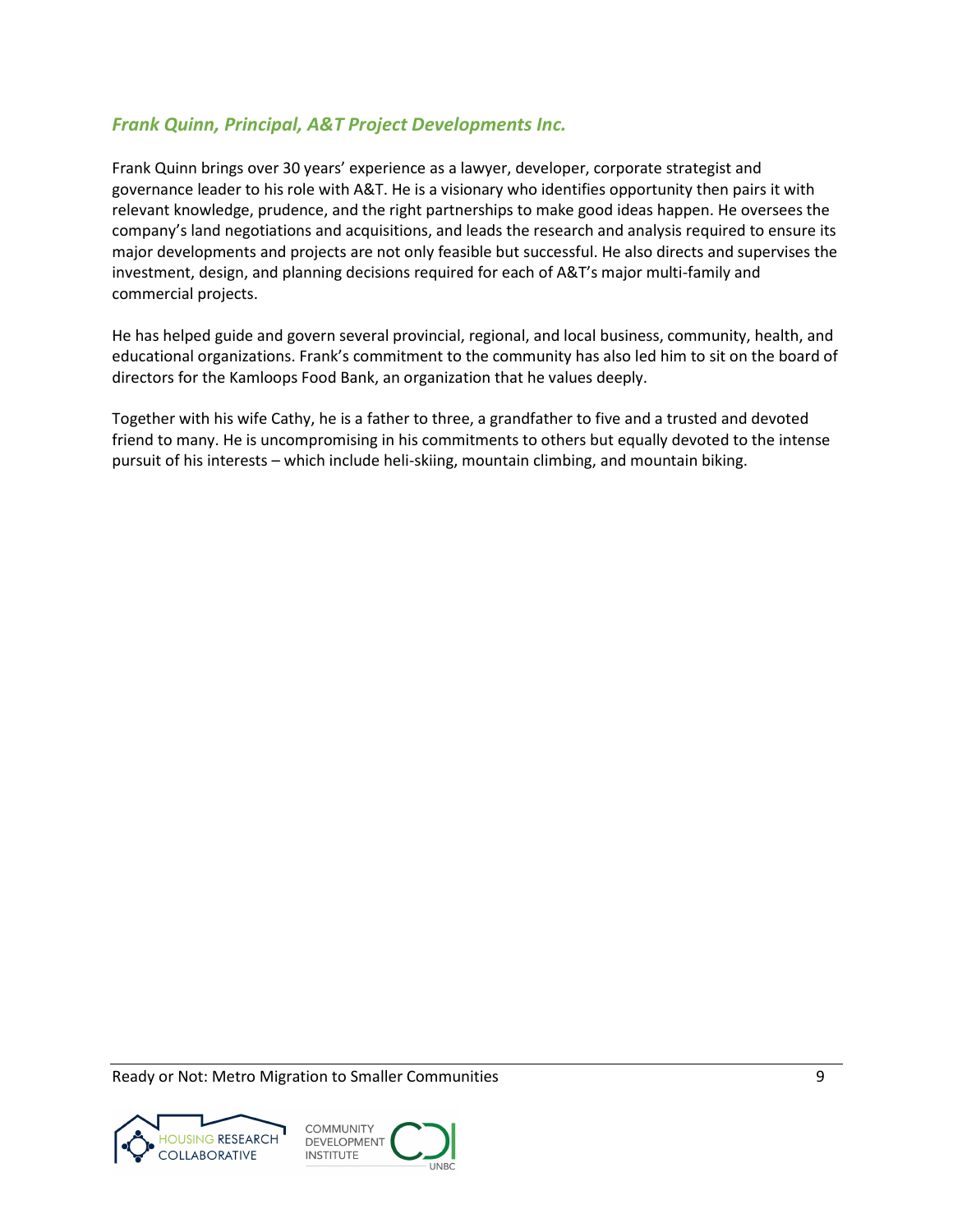### *Frank Quinn, Principal, A&T Project Developments Inc.*

Frank Quinn brings over 30 years' experience as a lawyer, developer, corporate strategist and governance leader to his role with A&T. He is a visionary who identifies opportunity then pairs it with relevant knowledge, prudence, and the right partnerships to make good ideas happen. He oversees the company's land negotiations and acquisitions, and leads the research and analysis required to ensure its major developments and projects are not only feasible but successful. He also directs and supervises the investment, design, and planning decisions required for each of A&T's major multi-family and commercial projects.

He has helped guide and govern several provincial, regional, and local business, community, health, and educational organizations. Frank's commitment to the community has also led him to sit on the board of directors for the Kamloops Food Bank, an organization that he values deeply.

Together with his wife Cathy, he is a father to three, a grandfather to five and a trusted and devoted friend to many. He is uncompromising in his commitments to others but equally devoted to the intense pursuit of his interests – which include heli-skiing, mountain climbing, and mountain biking.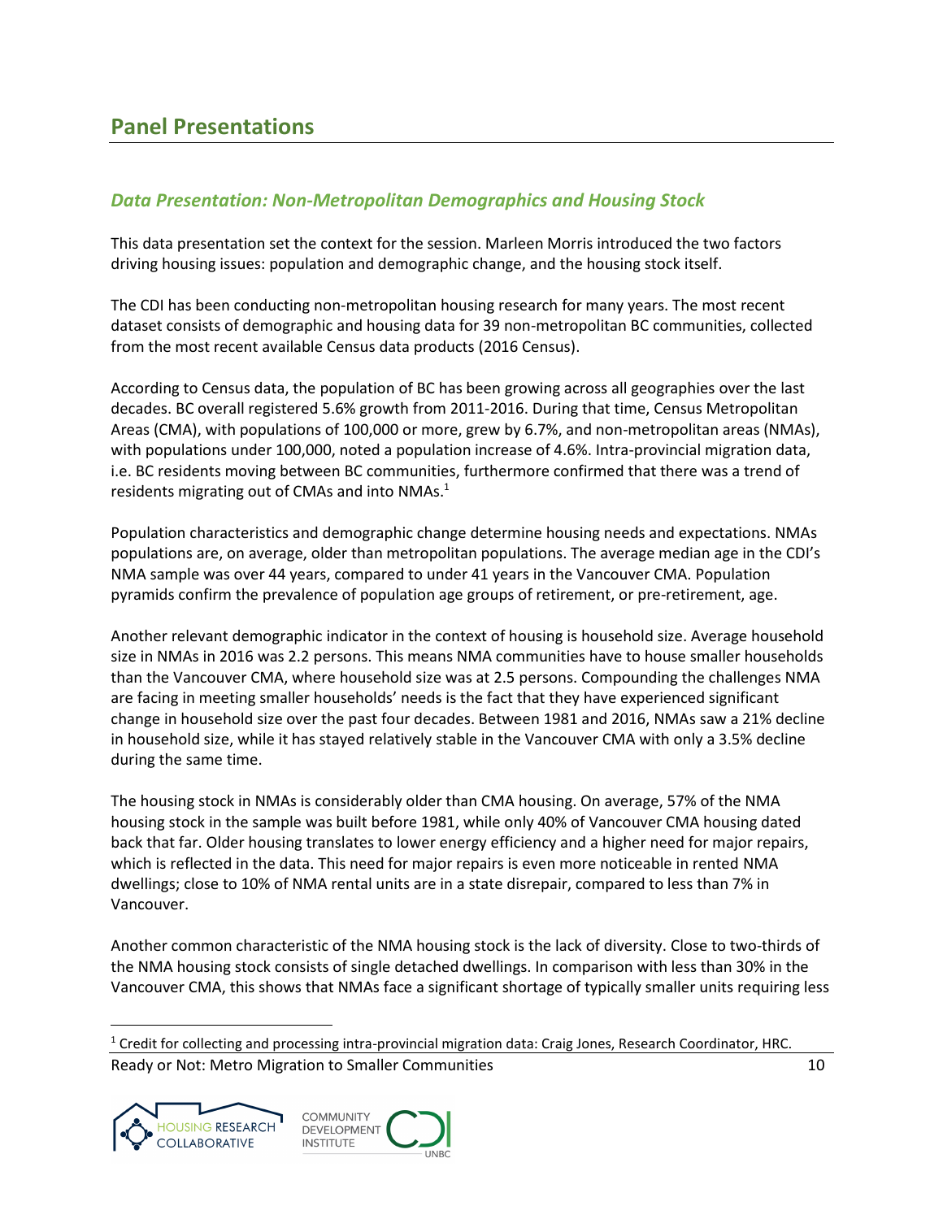## Panel Presentations

### *Data Presentation: Non-Metropolitan Demographics and Housing Stock*

This data presentation set the context for the session. Marleen Morris introduced the two factors driving housing issues: population and demographic change, and the housing stock itself.

The CDI has been conducting non-metropolitan housing research for many years. The most recent dataset consists of demographic and housing data for 39 non-metropolitan BC communities, collected from the most recent available Census data products (2016 Census).

According to Census data, the population of BC has been growing across all geographies over the last decades. BC overall registered 5.6% growth from 2011-2016. During that time, Census Metropolitan Areas (CMA), with populations of 100,000 or more, grew by 6.7%, and non-metropolitan areas (NMAs), with populations under 100,000, noted a population increase of 4.6%. Intra-provincial migration data, i.e. BC residents moving between BC communities, furthermore confirmed that there was a trend of residents migrating out of CMAs and into NMAs.[1]

Population characteristics and demographic change determine housing needs and expectations. NMAs populations are, on average, older than metropolitan populations. The average median age in the CDI's NMA sample was over 44 years, compared to under 41 years in the Vancouver CMA. Population pyramids confirm the prevalence of population age groups of retirement, or pre-retirement, age.

Another relevant demographic indicator in the context of housing is household size. Average household size in NMAs in 2016 was 2.2 persons. This means NMA communities have to house smaller households than the Vancouver CMA, where household size was at 2.5 persons. Compounding the challenges NMA are facing in meeting smaller households' needs is the fact that they have experienced significant change in household size over the past four decades. Between 1981 and 2016, NMAs saw a 21% decline in household size, while it has stayed relatively stable in the Vancouver CMA with only a 3.5% decline during the same time.

The housing stock in NMAs is considerably older than CMA housing. On average, 57% of the NMA housing stock in the sample was built before 1981, while only 40% of Vancouver CMA housing dated back that far. Older housing translates to lower energy efficiency and a higher need for major repairs, which is reflected in the data. This need for major repairs is even more noticeable in rented NMA dwellings; close to 10% of NMA rental units are in a state disrepair, compared to less than 7% in Vancouver.

Another common characteristic of the NMA housing stock is the lack of diversity. Close to two-thirds of the NMA housing stock consists of single detached dwellings. In comparison with less than 30% in the Vancouver CMA, this shows that NMAs face a significant shortage of typically smaller units requiring less

[1] Credit for collecting and processing intra-provincial migration data: Craig Jones, Research Coordinator, HRC.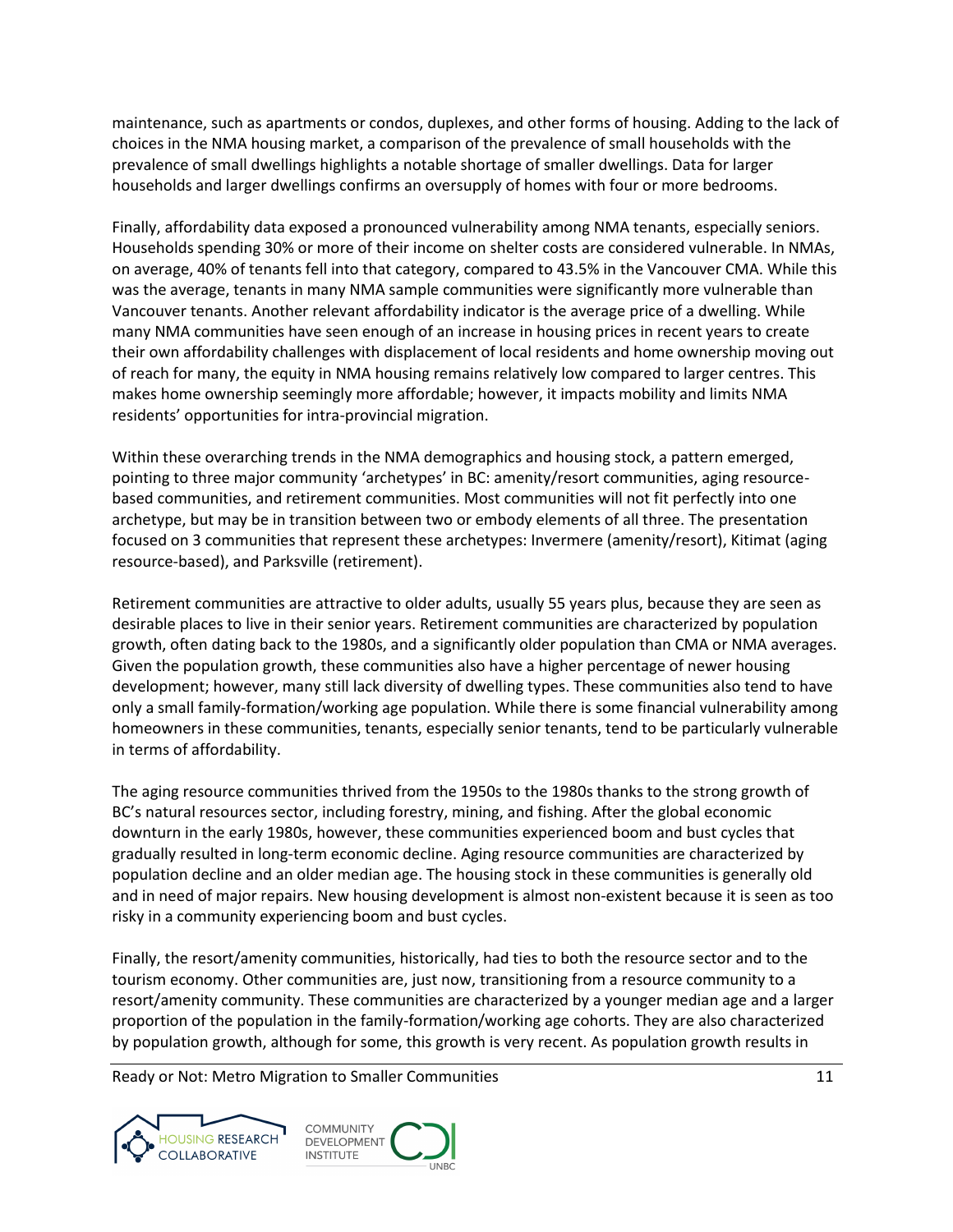maintenance, such as apartments or condos, duplexes, and other forms of housing. Adding to the lack of choices in the NMA housing market, a comparison of the prevalence of small households with the prevalence of small dwellings highlights a notable shortage of smaller dwellings. Data for larger households and larger dwellings confirms an oversupply of homes with four or more bedrooms.

Finally, affordability data exposed a pronounced vulnerability among NMA tenants, especially seniors. Households spending 30% or more of their income on shelter costs are considered vulnerable. In NMAs, on average, 40% of tenants fell into that category, compared to 43.5% in the Vancouver CMA. While this was the average, tenants in many NMA sample communities were significantly more vulnerable than Vancouver tenants. Another relevant affordability indicator is the average price of a dwelling. While many NMA communities have seen enough of an increase in housing prices in recent years to create their own affordability challenges with displacement of local residents and home ownership moving out of reach for many, the equity in NMA housing remains relatively low compared to larger centres. This makes home ownership seemingly more affordable; however, it impacts mobility and limits NMA residents' opportunities for intra-provincial migration.

Within these overarching trends in the NMA demographics and housing stock, a pattern emerged, pointing to three major community 'archetypes' in BC: amenity/resort communities, aging resource-based communities, and retirement communities. Most communities will not fit perfectly into one archetype, but may be in transition between two or embody elements of all three. The presentation focused on 3 communities that represent these archetypes: Invermere (amenity/resort), Kitimat (aging resource-based), and Parksville (retirement).

Retirement communities are attractive to older adults, usually 55 years plus, because they are seen as desirable places to live in their senior years. Retirement communities are characterized by population growth, often dating back to the 1980s, and a significantly older population than CMA or NMA averages. Given the population growth, these communities also have a higher percentage of newer housing development; however, many still lack diversity of dwelling types. These communities also tend to have only a small family-formation/working age population. While there is some financial vulnerability among homeowners in these communities, tenants, especially senior tenants, tend to be particularly vulnerable in terms of affordability.

The aging resource communities thrived from the 1950s to the 1980s thanks to the strong growth of BC's natural resources sector, including forestry, mining, and fishing. After the global economic downturn in the early 1980s, however, these communities experienced boom and bust cycles that gradually resulted in long-term economic decline. Aging resource communities are characterized by population decline and an older median age. The housing stock in these communities is generally old and in need of major repairs. New housing development is almost non-existent because it is seen as too risky in a community experiencing boom and bust cycles.

Finally, the resort/amenity communities, historically, had ties to both the resource sector and to the tourism economy. Other communities are, just now, transitioning from a resource community to a resort/amenity community. These communities are characterized by a younger median age and a larger proportion of the population in the family-formation/working age cohorts. They are also characterized by population growth, although for some, this growth is very recent. As population growth results in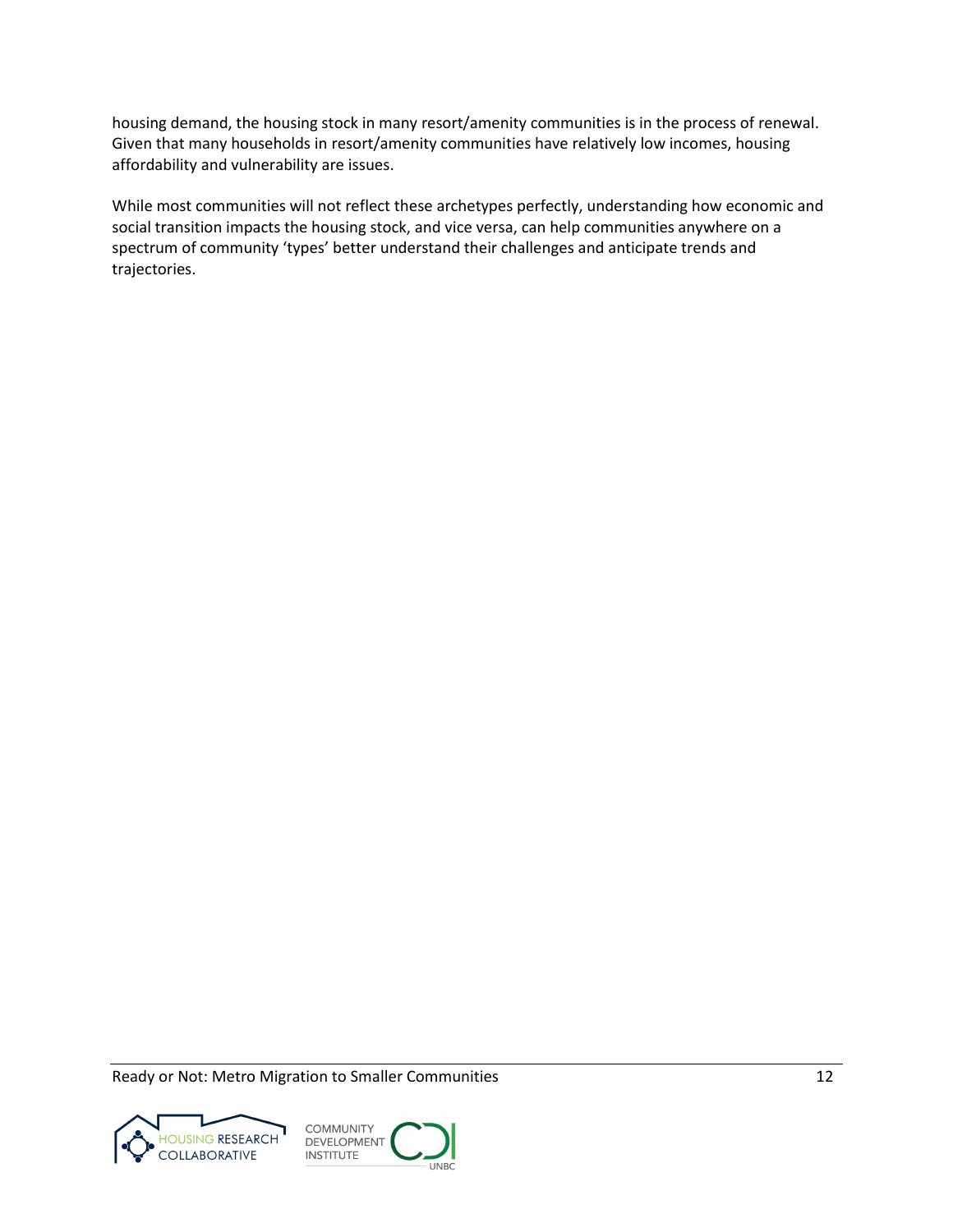housing demand, the housing stock in many resort/amenity communities is in the process of renewal. Given that many households in resort/amenity communities have relatively low incomes, housing affordability and vulnerability are issues.

While most communities will not reflect these archetypes perfectly, understanding how economic and social transition impacts the housing stock, and vice versa, can help communities anywhere on a spectrum of community 'types' better understand their challenges and anticipate trends and trajectories.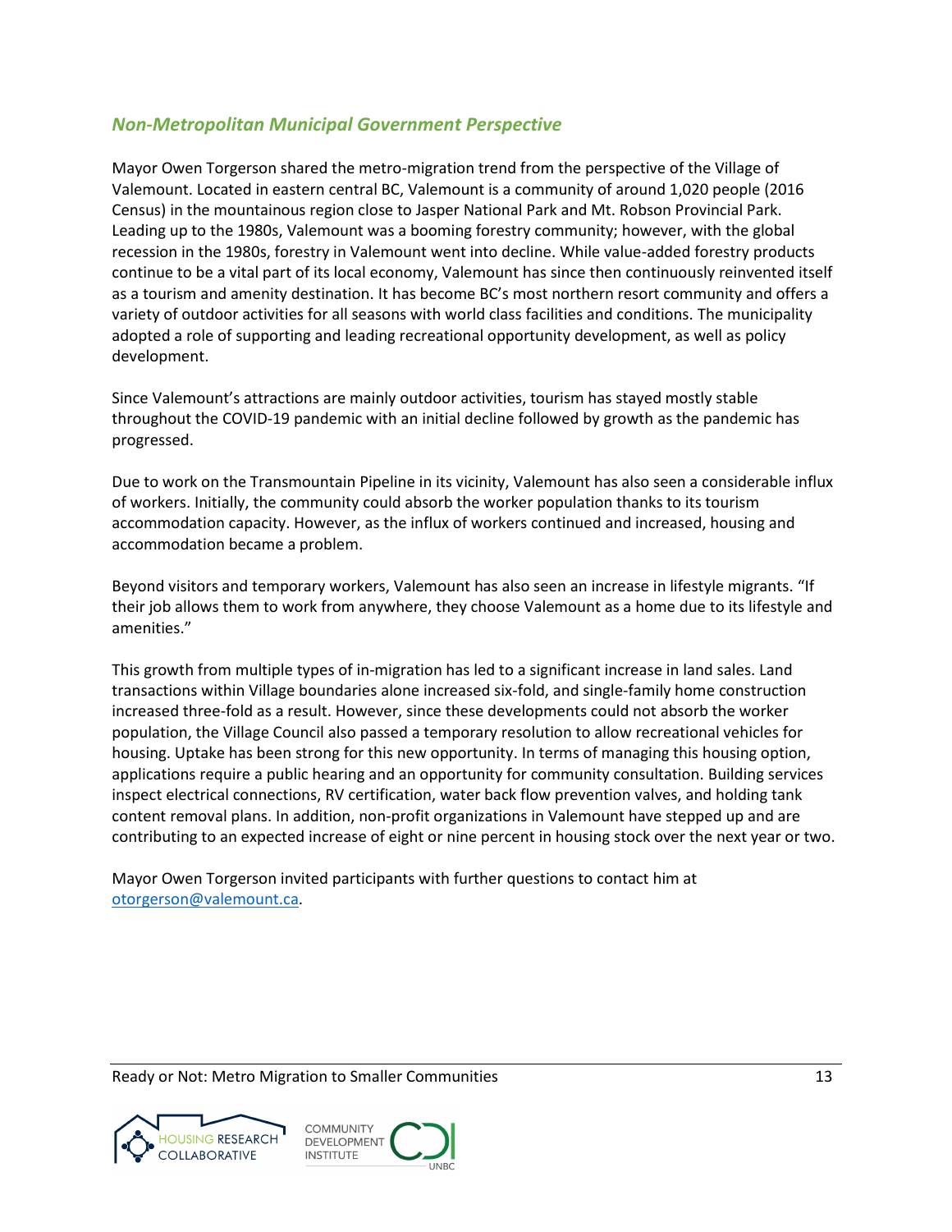## *Non-Metropolitan Municipal Government Perspective*

Mayor Owen Torgerson shared the metro-migration trend from the perspective of the Village of Valemount. Located in eastern central BC, Valemount is a community of around 1,020 people (2016 Census) in the mountainous region close to Jasper National Park and Mt. Robson Provincial Park. Leading up to the 1980s, Valemount was a booming forestry community; however, with the global recession in the 1980s, forestry in Valemount went into decline. While value-added forestry products continue to be a vital part of its local economy, Valemount has since then continuously reinvented itself as a tourism and amenity destination. It has become BC's most northern resort community and offers a variety of outdoor activities for all seasons with world class facilities and conditions. The municipality adopted a role of supporting and leading recreational opportunity development, as well as policy development.

Since Valemount's attractions are mainly outdoor activities, tourism has stayed mostly stable throughout the COVID-19 pandemic with an initial decline followed by growth as the pandemic has progressed.

Due to work on the Transmountain Pipeline in its vicinity, Valemount has also seen a considerable influx of workers. Initially, the community could absorb the worker population thanks to its tourism accommodation capacity. However, as the influx of workers continued and increased, housing and accommodation became a problem.

Beyond visitors and temporary workers, Valemount has also seen an increase in lifestyle migrants. "If their job allows them to work from anywhere, they choose Valemount as a home due to its lifestyle and amenities."

This growth from multiple types of in-migration has led to a significant increase in land sales. Land transactions within Village boundaries alone increased six-fold, and single-family home construction increased three-fold as a result. However, since these developments could not absorb the worker population, the Village Council also passed a temporary resolution to allow recreational vehicles for housing. Uptake has been strong for this new opportunity. In terms of managing this housing option, applications require a public hearing and an opportunity for community consultation. Building services inspect electrical connections, RV certification, water back flow prevention valves, and holding tank content removal plans. In addition, non-profit organizations in Valemount have stepped up and are contributing to an expected increase of eight or nine percent in housing stock over the next year or two.

Mayor Owen Torgerson invited participants with further questions to contact him at otorgerson@valemount.ca.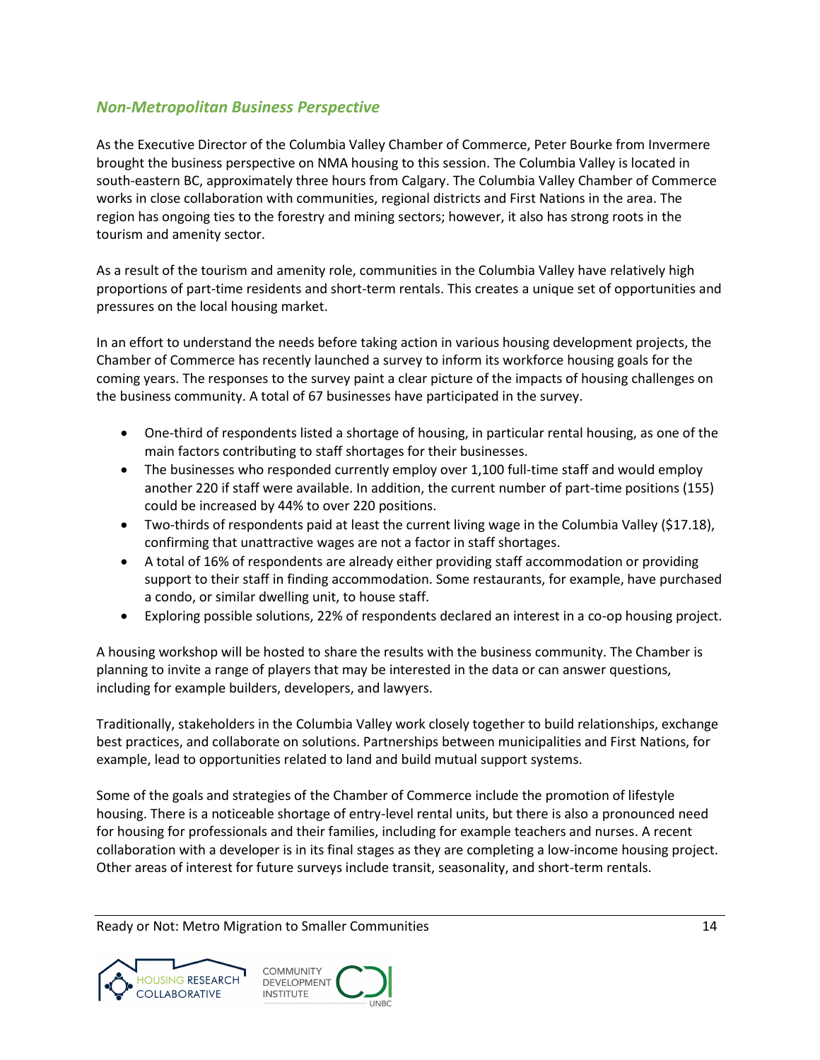## *Non-Metropolitan Business Perspective*

As the Executive Director of the Columbia Valley Chamber of Commerce, Peter Bourke from Invermere brought the business perspective on NMA housing to this session. The Columbia Valley is located in south-eastern BC, approximately three hours from Calgary. The Columbia Valley Chamber of Commerce works in close collaboration with communities, regional districts and First Nations in the area. The region has ongoing ties to the forestry and mining sectors; however, it also has strong roots in the tourism and amenity sector.

As a result of the tourism and amenity role, communities in the Columbia Valley have relatively high proportions of part-time residents and short-term rentals. This creates a unique set of opportunities and pressures on the local housing market.

In an effort to understand the needs before taking action in various housing development projects, the Chamber of Commerce has recently launched a survey to inform its workforce housing goals for the coming years. The responses to the survey paint a clear picture of the impacts of housing challenges on the business community. A total of 67 businesses have participated in the survey.

- One-third of respondents listed a shortage of housing, in particular rental housing, as one of the main factors contributing to staff shortages for their businesses.
- The businesses who responded currently employ over 1,100 full-time staff and would employ another 220 if staff were available. In addition, the current number of part-time positions (155) could be increased by 44% to over 220 positions.
- Two-thirds of respondents paid at least the current living wage in the Columbia Valley ($17.18), confirming that unattractive wages are not a factor in staff shortages.
- A total of 16% of respondents are already either providing staff accommodation or providing support to their staff in finding accommodation. Some restaurants, for example, have purchased a condo, or similar dwelling unit, to house staff.
- Exploring possible solutions, 22% of respondents declared an interest in a co-op housing project.

A housing workshop will be hosted to share the results with the business community. The Chamber is planning to invite a range of players that may be interested in the data or can answer questions, including for example builders, developers, and lawyers.

Traditionally, stakeholders in the Columbia Valley work closely together to build relationships, exchange best practices, and collaborate on solutions. Partnerships between municipalities and First Nations, for example, lead to opportunities related to land and build mutual support systems.

Some of the goals and strategies of the Chamber of Commerce include the promotion of lifestyle housing. There is a noticeable shortage of entry-level rental units, but there is also a pronounced need for housing for professionals and their families, including for example teachers and nurses. A recent collaboration with a developer is in its final stages as they are completing a low-income housing project. Other areas of interest for future surveys include transit, seasonality, and short-term rentals.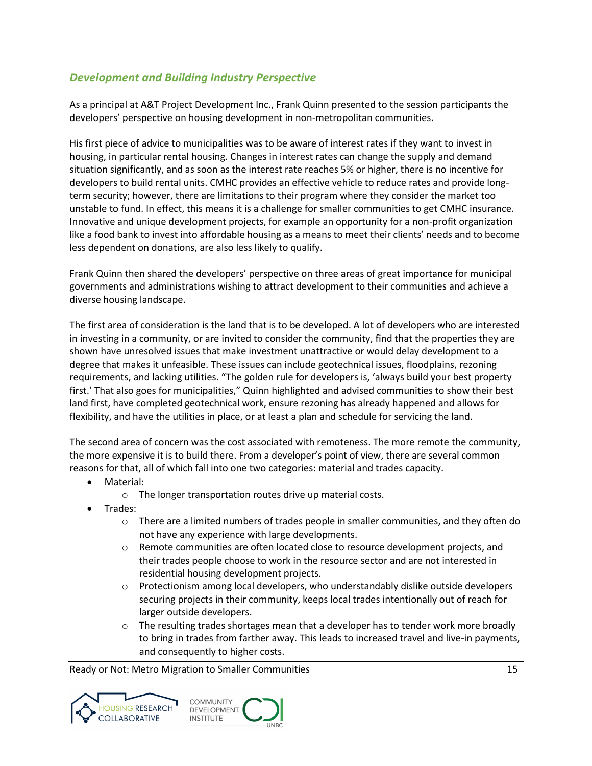## *Development and Building Industry Perspective*

As a principal at A&T Project Development Inc., Frank Quinn presented to the session participants the developers' perspective on housing development in non-metropolitan communities.

His first piece of advice to municipalities was to be aware of interest rates if they want to invest in housing, in particular rental housing. Changes in interest rates can change the supply and demand situation significantly, and as soon as the interest rate reaches 5% or higher, there is no incentive for developers to build rental units. CMHC provides an effective vehicle to reduce rates and provide long-term security; however, there are limitations to their program where they consider the market too unstable to fund. In effect, this means it is a challenge for smaller communities to get CMHC insurance. Innovative and unique development projects, for example an opportunity for a non-profit organization like a food bank to invest into affordable housing as a means to meet their clients' needs and to become less dependent on donations, are also less likely to qualify.

Frank Quinn then shared the developers' perspective on three areas of great importance for municipal governments and administrations wishing to attract development to their communities and achieve a diverse housing landscape.

The first area of consideration is the land that is to be developed. A lot of developers who are interested in investing in a community, or are invited to consider the community, find that the properties they are shown have unresolved issues that make investment unattractive or would delay development to a degree that makes it unfeasible. These issues can include geotechnical issues, floodplains, rezoning requirements, and lacking utilities. "The golden rule for developers is, 'always build your best property first.' That also goes for municipalities," Quinn highlighted and advised communities to show their best land first, have completed geotechnical work, ensure rezoning has already happened and allows for flexibility, and have the utilities in place, or at least a plan and schedule for servicing the land.

The second area of concern was the cost associated with remoteness. The more remote the community, the more expensive it is to build there. From a developer's point of view, there are several common reasons for that, all of which fall into one two categories: material and trades capacity.

- Material:
  - The longer transportation routes drive up material costs.
- Trades:
  - There are a limited numbers of trades people in smaller communities, and they often do not have any experience with large developments.
  - Remote communities are often located close to resource development projects, and their trades people choose to work in the resource sector and are not interested in residential housing development projects.
  - Protectionism among local developers, who understandably dislike outside developers securing projects in their community, keeps local trades intentionally out of reach for larger outside developers.
  - The resulting trades shortages mean that a developer has to tender work more broadly to bring in trades from farther away. This leads to increased travel and live-in payments, and consequently to higher costs.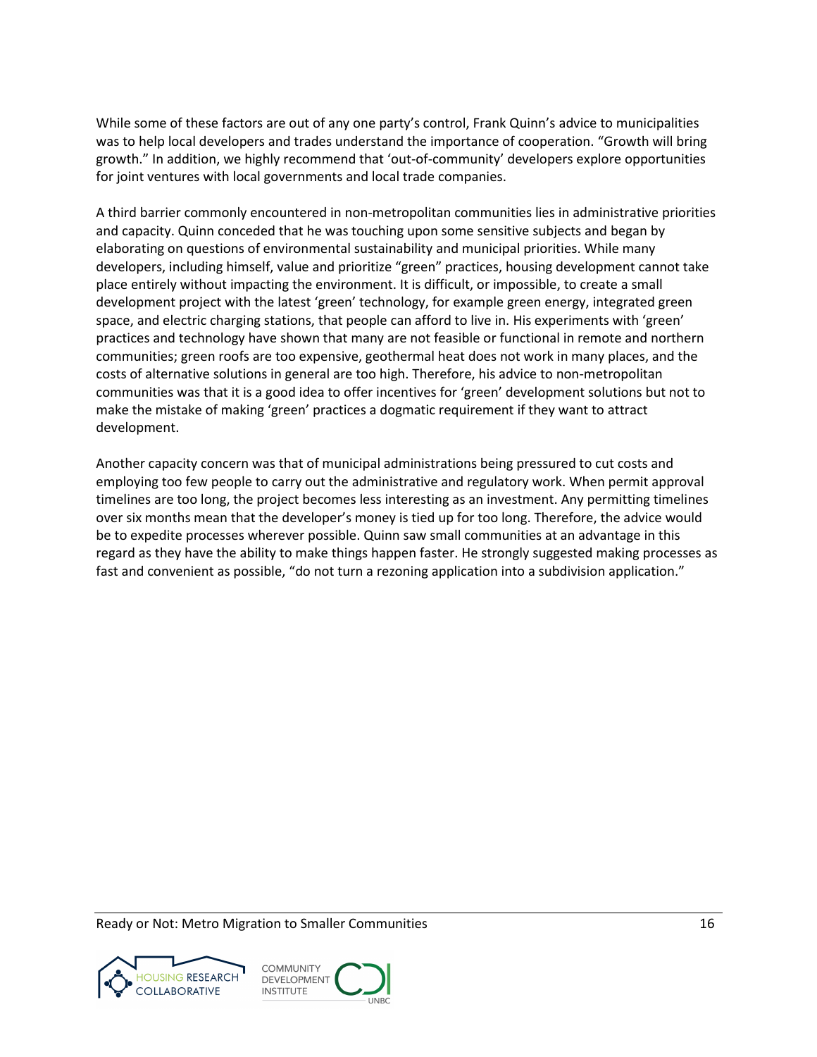While some of these factors are out of any one party's control, Frank Quinn's advice to municipalities was to help local developers and trades understand the importance of cooperation. "Growth will bring growth." In addition, we highly recommend that 'out-of-community' developers explore opportunities for joint ventures with local governments and local trade companies.

A third barrier commonly encountered in non-metropolitan communities lies in administrative priorities and capacity. Quinn conceded that he was touching upon some sensitive subjects and began by elaborating on questions of environmental sustainability and municipal priorities. While many developers, including himself, value and prioritize "green" practices, housing development cannot take place entirely without impacting the environment. It is difficult, or impossible, to create a small development project with the latest 'green' technology, for example green energy, integrated green space, and electric charging stations, that people can afford to live in. His experiments with 'green' practices and technology have shown that many are not feasible or functional in remote and northern communities; green roofs are too expensive, geothermal heat does not work in many places, and the costs of alternative solutions in general are too high. Therefore, his advice to non-metropolitan communities was that it is a good idea to offer incentives for 'green' development solutions but not to make the mistake of making 'green' practices a dogmatic requirement if they want to attract development.

Another capacity concern was that of municipal administrations being pressured to cut costs and employing too few people to carry out the administrative and regulatory work. When permit approval timelines are too long, the project becomes less interesting as an investment. Any permitting timelines over six months mean that the developer's money is tied up for too long. Therefore, the advice would be to expedite processes wherever possible. Quinn saw small communities at an advantage in this regard as they have the ability to make things happen faster. He strongly suggested making processes as fast and convenient as possible, "do not turn a rezoning application into a subdivision application."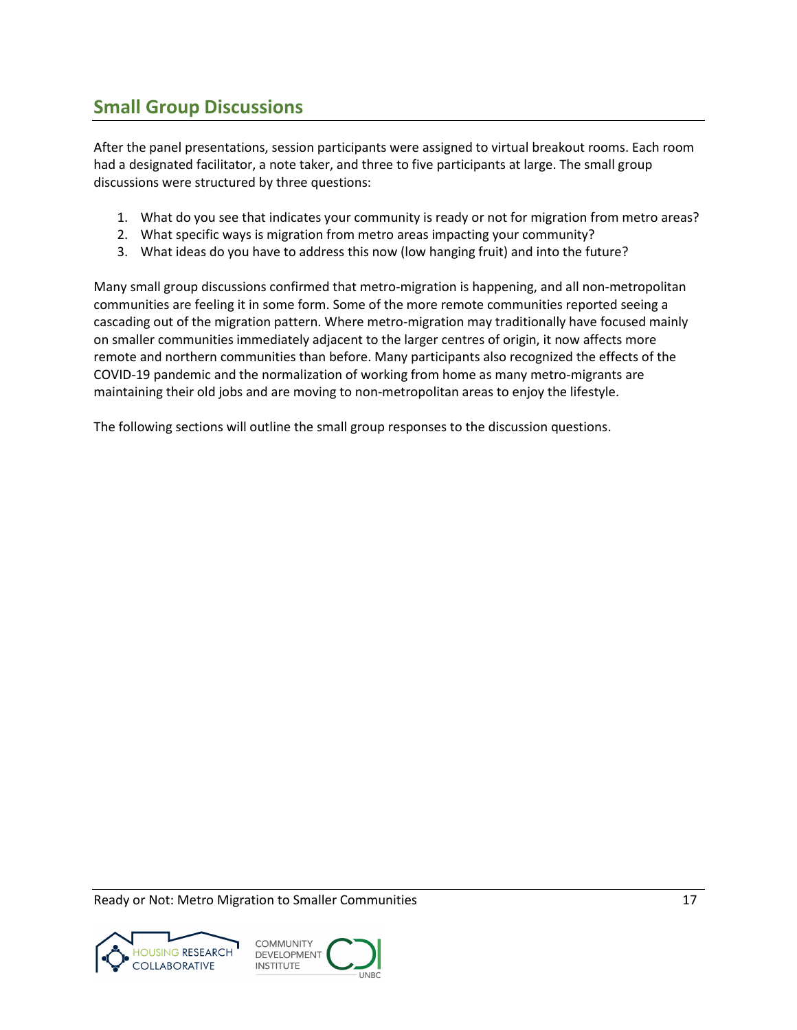## Small Group Discussions

After the panel presentations, session participants were assigned to virtual breakout rooms. Each room had a designated facilitator, a note taker, and three to five participants at large. The small group discussions were structured by three questions:

1. What do you see that indicates your community is ready or not for migration from metro areas?
2. What specific ways is migration from metro areas impacting your community?
3. What ideas do you have to address this now (low hanging fruit) and into the future?

Many small group discussions confirmed that metro-migration is happening, and all non-metropolitan communities are feeling it in some form. Some of the more remote communities reported seeing a cascading out of the migration pattern. Where metro-migration may traditionally have focused mainly on smaller communities immediately adjacent to the larger centres of origin, it now affects more remote and northern communities than before. Many participants also recognized the effects of the COVID-19 pandemic and the normalization of working from home as many metro-migrants are maintaining their old jobs and are moving to non-metropolitan areas to enjoy the lifestyle.

The following sections will outline the small group responses to the discussion questions.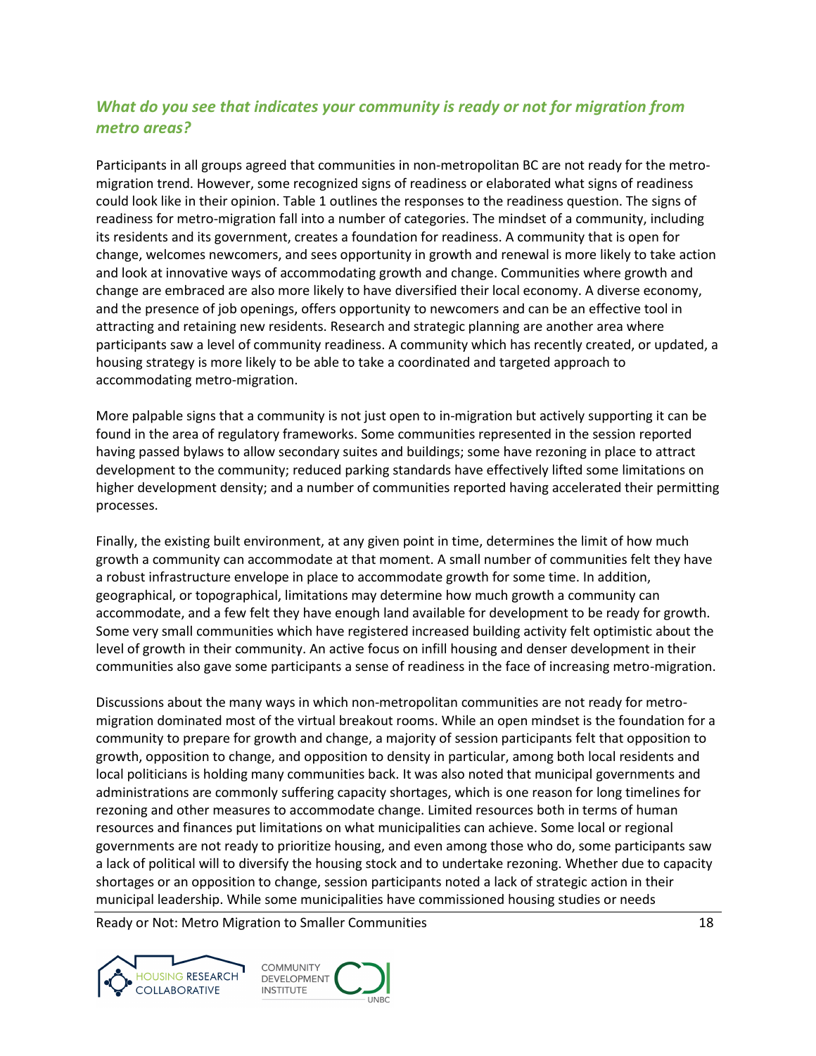### *What do you see that indicates your community is ready or not for migration from metro areas?*

Participants in all groups agreed that communities in non-metropolitan BC are not ready for the metro-migration trend. However, some recognized signs of readiness or elaborated what signs of readiness could look like in their opinion. Table 1 outlines the responses to the readiness question. The signs of readiness for metro-migration fall into a number of categories. The mindset of a community, including its residents and its government, creates a foundation for readiness. A community that is open for change, welcomes newcomers, and sees opportunity in growth and renewal is more likely to take action and look at innovative ways of accommodating growth and change. Communities where growth and change are embraced are also more likely to have diversified their local economy. A diverse economy, and the presence of job openings, offers opportunity to newcomers and can be an effective tool in attracting and retaining new residents. Research and strategic planning are another area where participants saw a level of community readiness. A community which has recently created, or updated, a housing strategy is more likely to be able to take a coordinated and targeted approach to accommodating metro-migration.

More palpable signs that a community is not just open to in-migration but actively supporting it can be found in the area of regulatory frameworks. Some communities represented in the session reported having passed bylaws to allow secondary suites and buildings; some have rezoning in place to attract development to the community; reduced parking standards have effectively lifted some limitations on higher development density; and a number of communities reported having accelerated their permitting processes.

Finally, the existing built environment, at any given point in time, determines the limit of how much growth a community can accommodate at that moment. A small number of communities felt they have a robust infrastructure envelope in place to accommodate growth for some time. In addition, geographical, or topographical, limitations may determine how much growth a community can accommodate, and a few felt they have enough land available for development to be ready for growth. Some very small communities which have registered increased building activity felt optimistic about the level of growth in their community. An active focus on infill housing and denser development in their communities also gave some participants a sense of readiness in the face of increasing metro-migration.

Discussions about the many ways in which non-metropolitan communities are not ready for metro-migration dominated most of the virtual breakout rooms. While an open mindset is the foundation for a community to prepare for growth and change, a majority of session participants felt that opposition to growth, opposition to change, and opposition to density in particular, among both local residents and local politicians is holding many communities back. It was also noted that municipal governments and administrations are commonly suffering capacity shortages, which is one reason for long timelines for rezoning and other measures to accommodate change. Limited resources both in terms of human resources and finances put limitations on what municipalities can achieve. Some local or regional governments are not ready to prioritize housing, and even among those who do, some participants saw a lack of political will to diversify the housing stock and to undertake rezoning. Whether due to capacity shortages or an opposition to change, session participants noted a lack of strategic action in their municipal leadership. While some municipalities have commissioned housing studies or needs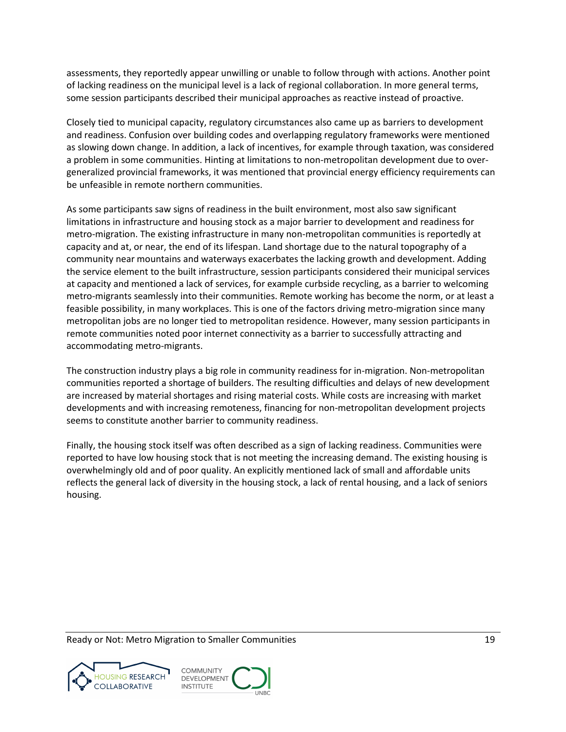assessments, they reportedly appear unwilling or unable to follow through with actions. Another point of lacking readiness on the municipal level is a lack of regional collaboration. In more general terms, some session participants described their municipal approaches as reactive instead of proactive.

Closely tied to municipal capacity, regulatory circumstances also came up as barriers to development and readiness. Confusion over building codes and overlapping regulatory frameworks were mentioned as slowing down change. In addition, a lack of incentives, for example through taxation, was considered a problem in some communities. Hinting at limitations to non-metropolitan development due to over-generalized provincial frameworks, it was mentioned that provincial energy efficiency requirements can be unfeasible in remote northern communities.

As some participants saw signs of readiness in the built environment, most also saw significant limitations in infrastructure and housing stock as a major barrier to development and readiness for metro-migration. The existing infrastructure in many non-metropolitan communities is reportedly at capacity and at, or near, the end of its lifespan. Land shortage due to the natural topography of a community near mountains and waterways exacerbates the lacking growth and development. Adding the service element to the built infrastructure, session participants considered their municipal services at capacity and mentioned a lack of services, for example curbside recycling, as a barrier to welcoming metro-migrants seamlessly into their communities. Remote working has become the norm, or at least a feasible possibility, in many workplaces. This is one of the factors driving metro-migration since many metropolitan jobs are no longer tied to metropolitan residence. However, many session participants in remote communities noted poor internet connectivity as a barrier to successfully attracting and accommodating metro-migrants.

The construction industry plays a big role in community readiness for in-migration. Non-metropolitan communities reported a shortage of builders. The resulting difficulties and delays of new development are increased by material shortages and rising material costs. While costs are increasing with market developments and with increasing remoteness, financing for non-metropolitan development projects seems to constitute another barrier to community readiness.

Finally, the housing stock itself was often described as a sign of lacking readiness. Communities were reported to have low housing stock that is not meeting the increasing demand. The existing housing is overwhelmingly old and of poor quality. An explicitly mentioned lack of small and affordable units reflects the general lack of diversity in the housing stock, a lack of rental housing, and a lack of seniors housing.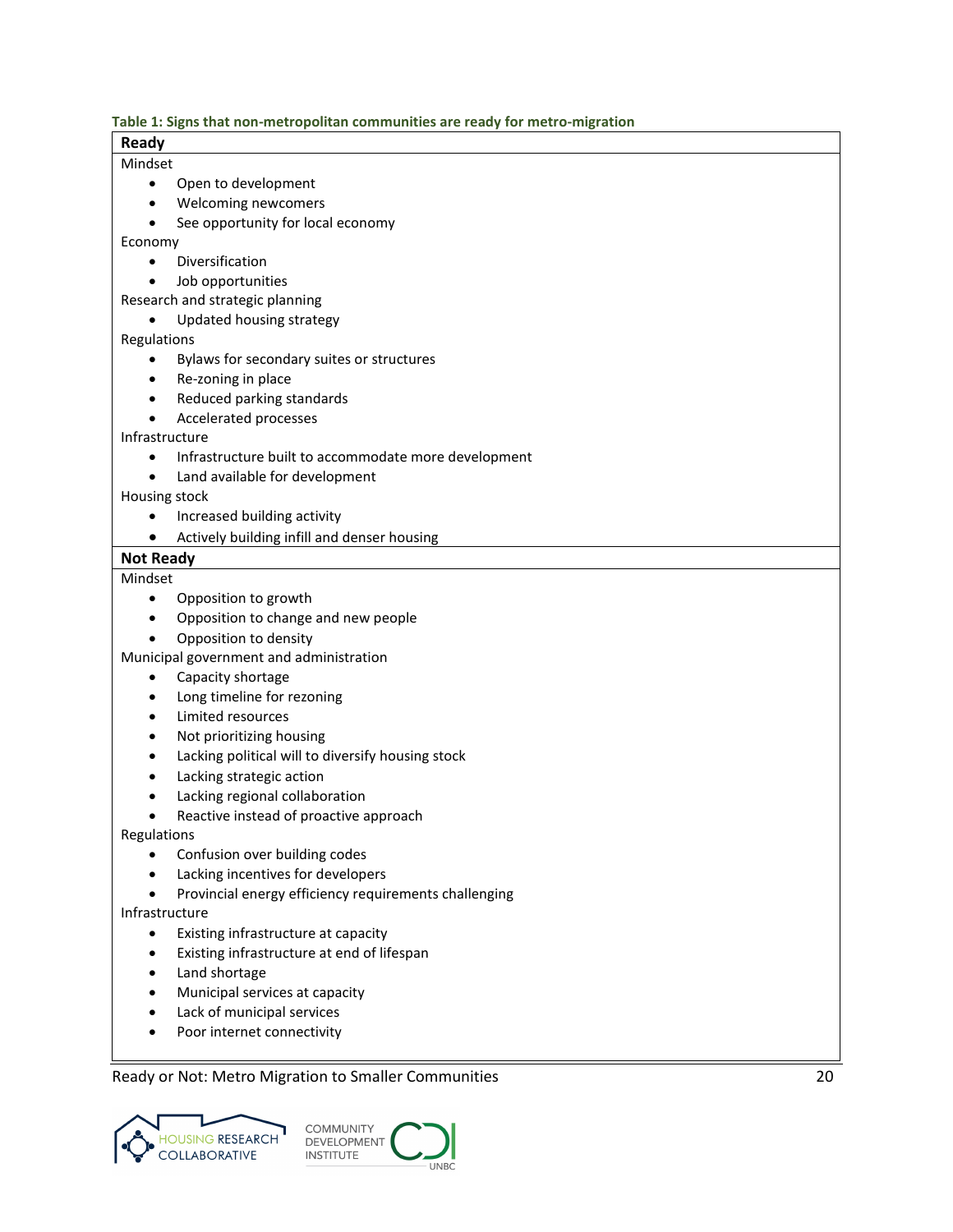**Table 1: Signs that non-metropolitan communities are ready for metro-migration**

| **Ready** |
|---|
| Mindset<br>• Open to development<br>• Welcoming newcomers<br>• See opportunity for local economy<br>Economy<br>• Diversification<br>• Job opportunities<br>Research and strategic planning<br>• Updated housing strategy<br>Regulations<br>• Bylaws for secondary suites or structures<br>• Re-zoning in place<br>• Reduced parking standards<br>• Accelerated processes<br>Infrastructure<br>• Infrastructure built to accommodate more development<br>• Land available for development<br>Housing stock<br>• Increased building activity<br>• Actively building infill and denser housing |
| **Not Ready** |
| Mindset<br>• Opposition to growth<br>• Opposition to change and new people<br>• Opposition to density<br>Municipal government and administration<br>• Capacity shortage<br>• Long timeline for rezoning<br>• Limited resources<br>• Not prioritizing housing<br>• Lacking political will to diversify housing stock<br>• Lacking strategic action<br>• Lacking regional collaboration<br>• Reactive instead of proactive approach<br>Regulations<br>• Confusion over building codes<br>• Lacking incentives for developers<br>• Provincial energy efficiency requirements challenging<br>Infrastructure<br>• Existing infrastructure at capacity<br>• Existing infrastructure at end of lifespan<br>• Land shortage<br>• Municipal services at capacity<br>• Lack of municipal services<br>• Poor internet connectivity |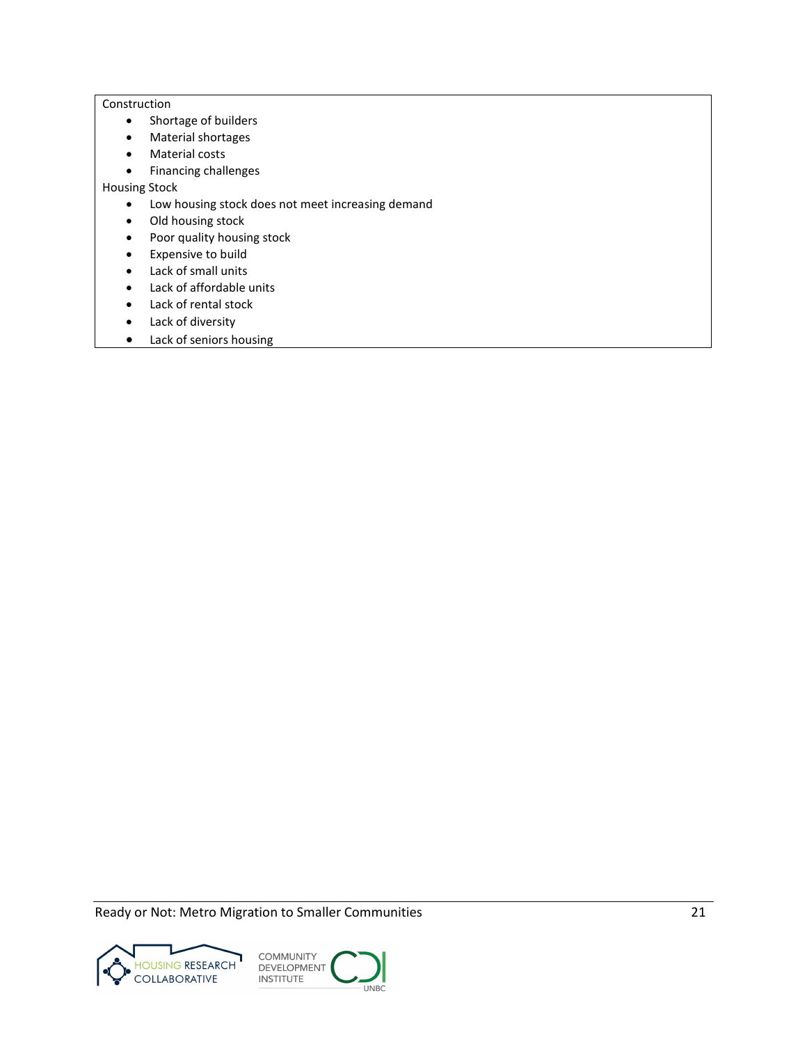Construction

- Shortage of builders
- Material shortages
- Material costs
- Financing challenges

Housing Stock

- Low housing stock does not meet increasing demand
- Old housing stock
- Poor quality housing stock
- Expensive to build
- Lack of small units
- Lack of affordable units
- Lack of rental stock
- Lack of diversity
- Lack of seniors housing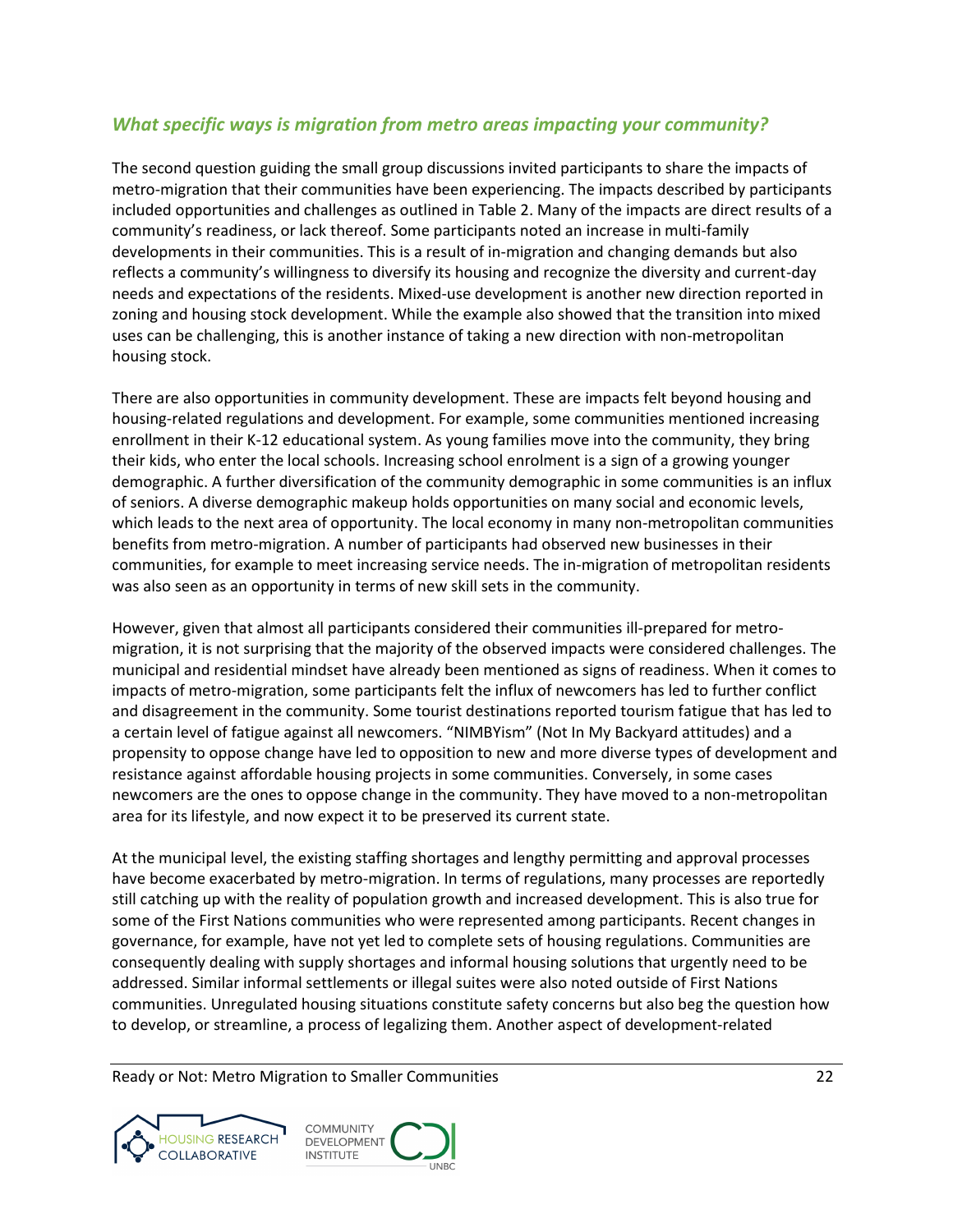## *What specific ways is migration from metro areas impacting your community?*

The second question guiding the small group discussions invited participants to share the impacts of metro-migration that their communities have been experiencing. The impacts described by participants included opportunities and challenges as outlined in Table 2. Many of the impacts are direct results of a community's readiness, or lack thereof. Some participants noted an increase in multi-family developments in their communities. This is a result of in-migration and changing demands but also reflects a community's willingness to diversify its housing and recognize the diversity and current-day needs and expectations of the residents. Mixed-use development is another new direction reported in zoning and housing stock development. While the example also showed that the transition into mixed uses can be challenging, this is another instance of taking a new direction with non-metropolitan housing stock.

There are also opportunities in community development. These are impacts felt beyond housing and housing-related regulations and development. For example, some communities mentioned increasing enrollment in their K-12 educational system. As young families move into the community, they bring their kids, who enter the local schools. Increasing school enrolment is a sign of a growing younger demographic. A further diversification of the community demographic in some communities is an influx of seniors. A diverse demographic makeup holds opportunities on many social and economic levels, which leads to the next area of opportunity. The local economy in many non-metropolitan communities benefits from metro-migration. A number of participants had observed new businesses in their communities, for example to meet increasing service needs. The in-migration of metropolitan residents was also seen as an opportunity in terms of new skill sets in the community.

However, given that almost all participants considered their communities ill-prepared for metro-migration, it is not surprising that the majority of the observed impacts were considered challenges. The municipal and residential mindset have already been mentioned as signs of readiness. When it comes to impacts of metro-migration, some participants felt the influx of newcomers has led to further conflict and disagreement in the community. Some tourist destinations reported tourism fatigue that has led to a certain level of fatigue against all newcomers. "NIMBYism" (Not In My Backyard attitudes) and a propensity to oppose change have led to opposition to new and more diverse types of development and resistance against affordable housing projects in some communities. Conversely, in some cases newcomers are the ones to oppose change in the community. They have moved to a non-metropolitan area for its lifestyle, and now expect it to be preserved its current state.

At the municipal level, the existing staffing shortages and lengthy permitting and approval processes have become exacerbated by metro-migration. In terms of regulations, many processes are reportedly still catching up with the reality of population growth and increased development. This is also true for some of the First Nations communities who were represented among participants. Recent changes in governance, for example, have not yet led to complete sets of housing regulations. Communities are consequently dealing with supply shortages and informal housing solutions that urgently need to be addressed. Similar informal settlements or illegal suites were also noted outside of First Nations communities. Unregulated housing situations constitute safety concerns but also beg the question how to develop, or streamline, a process of legalizing them. Another aspect of development-related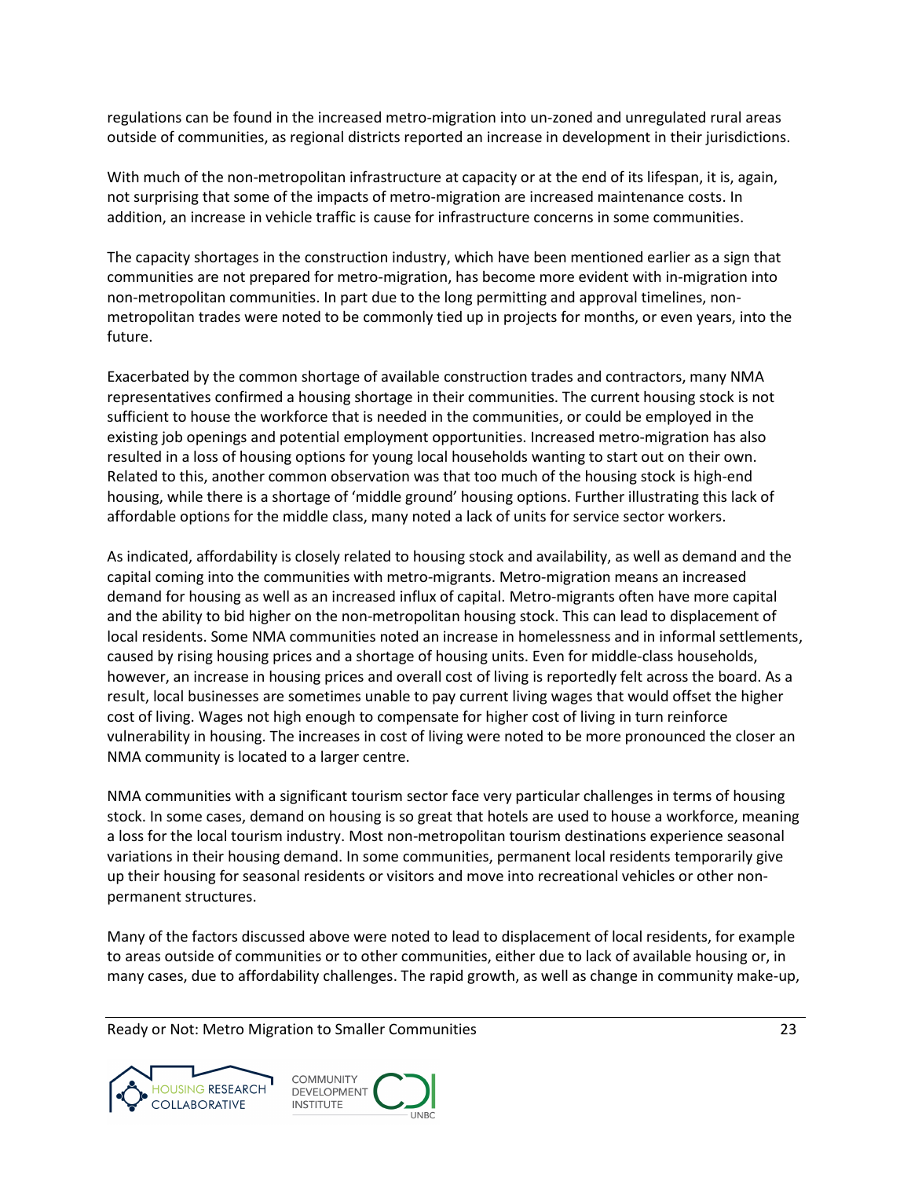regulations can be found in the increased metro-migration into un-zoned and unregulated rural areas outside of communities, as regional districts reported an increase in development in their jurisdictions.

With much of the non-metropolitan infrastructure at capacity or at the end of its lifespan, it is, again, not surprising that some of the impacts of metro-migration are increased maintenance costs. In addition, an increase in vehicle traffic is cause for infrastructure concerns in some communities.

The capacity shortages in the construction industry, which have been mentioned earlier as a sign that communities are not prepared for metro-migration, has become more evident with in-migration into non-metropolitan communities. In part due to the long permitting and approval timelines, non-metropolitan trades were noted to be commonly tied up in projects for months, or even years, into the future.

Exacerbated by the common shortage of available construction trades and contractors, many NMA representatives confirmed a housing shortage in their communities. The current housing stock is not sufficient to house the workforce that is needed in the communities, or could be employed in the existing job openings and potential employment opportunities. Increased metro-migration has also resulted in a loss of housing options for young local households wanting to start out on their own. Related to this, another common observation was that too much of the housing stock is high-end housing, while there is a shortage of 'middle ground' housing options. Further illustrating this lack of affordable options for the middle class, many noted a lack of units for service sector workers.

As indicated, affordability is closely related to housing stock and availability, as well as demand and the capital coming into the communities with metro-migrants. Metro-migration means an increased demand for housing as well as an increased influx of capital. Metro-migrants often have more capital and the ability to bid higher on the non-metropolitan housing stock. This can lead to displacement of local residents. Some NMA communities noted an increase in homelessness and in informal settlements, caused by rising housing prices and a shortage of housing units. Even for middle-class households, however, an increase in housing prices and overall cost of living is reportedly felt across the board. As a result, local businesses are sometimes unable to pay current living wages that would offset the higher cost of living. Wages not high enough to compensate for higher cost of living in turn reinforce vulnerability in housing. The increases in cost of living were noted to be more pronounced the closer an NMA community is located to a larger centre.

NMA communities with a significant tourism sector face very particular challenges in terms of housing stock. In some cases, demand on housing is so great that hotels are used to house a workforce, meaning a loss for the local tourism industry. Most non-metropolitan tourism destinations experience seasonal variations in their housing demand. In some communities, permanent local residents temporarily give up their housing for seasonal residents or visitors and move into recreational vehicles or other non-permanent structures.

Many of the factors discussed above were noted to lead to displacement of local residents, for example to areas outside of communities or to other communities, either due to lack of available housing or, in many cases, due to affordability challenges. The rapid growth, as well as change in community make-up,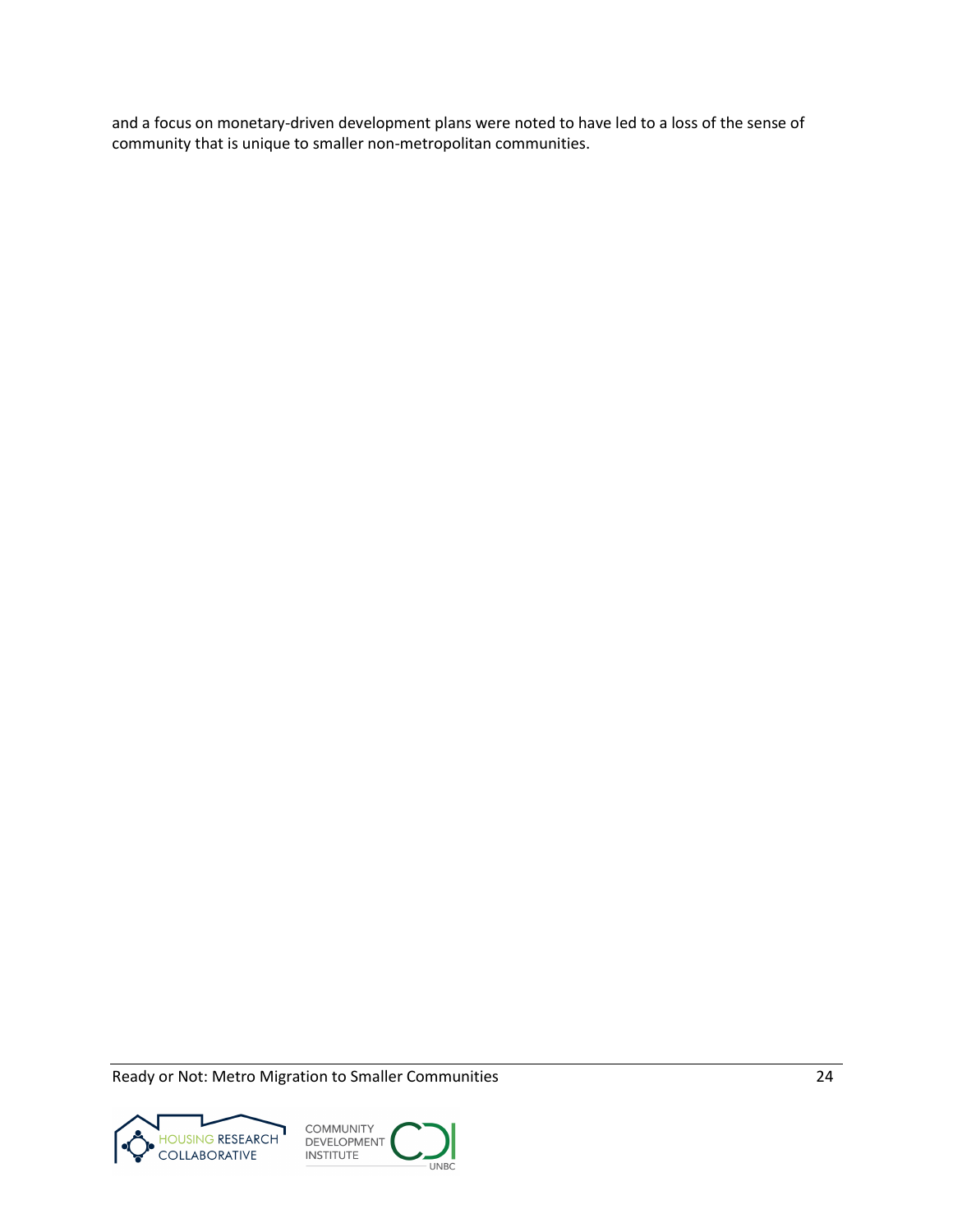and a focus on monetary-driven development plans were noted to have led to a loss of the sense of community that is unique to smaller non-metropolitan communities.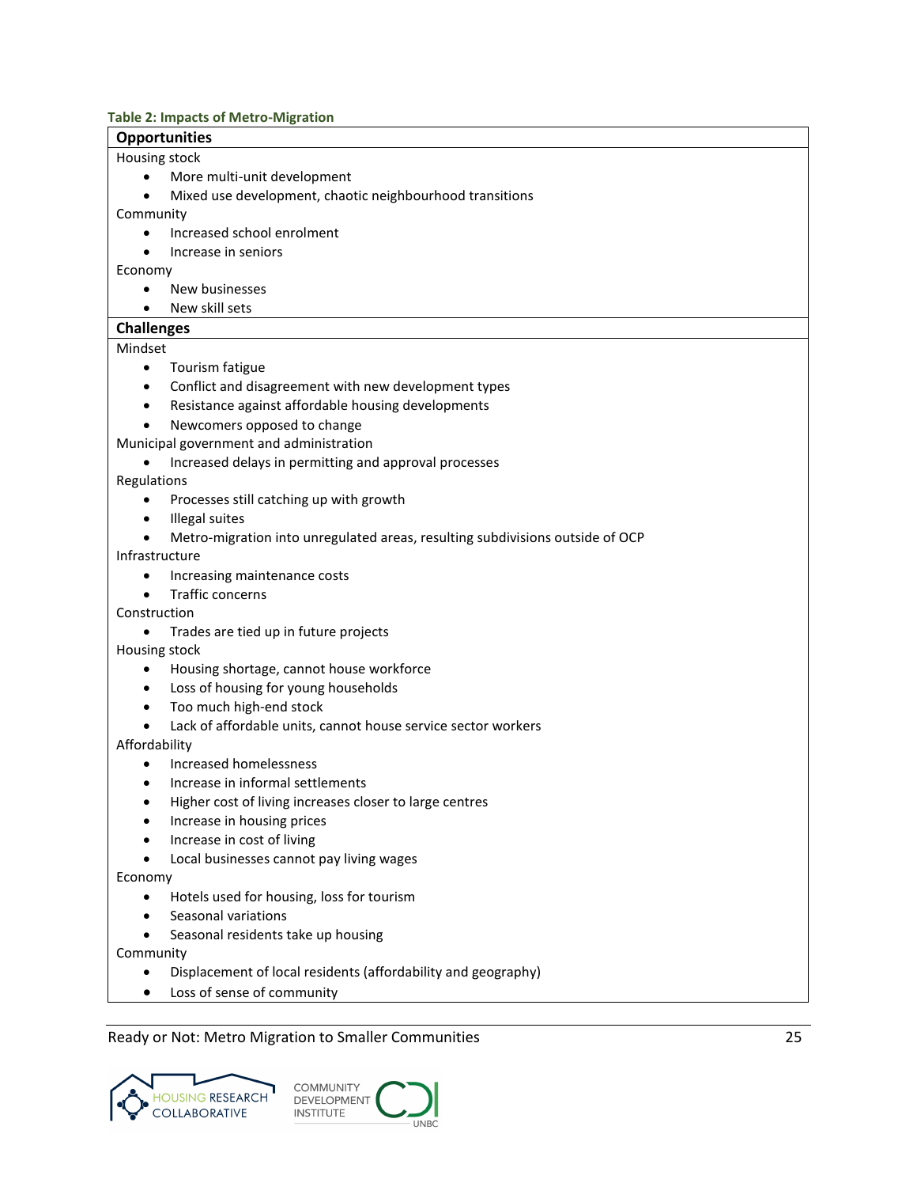**Table 2: Impacts of Metro-Migration**

**Opportunities**

Housing stock

- More multi-unit development
- Mixed use development, chaotic neighbourhood transitions

Community

- Increased school enrolment
- Increase in seniors

Economy

- New businesses
- New skill sets

**Challenges**

Mindset

- Tourism fatigue
- Conflict and disagreement with new development types
- Resistance against affordable housing developments
- Newcomers opposed to change

Municipal government and administration

- Increased delays in permitting and approval processes

Regulations

- Processes still catching up with growth
- Illegal suites
- Metro-migration into unregulated areas, resulting subdivisions outside of OCP

Infrastructure

- Increasing maintenance costs
- Traffic concerns

Construction

- Trades are tied up in future projects

Housing stock

- Housing shortage, cannot house workforce
- Loss of housing for young households
- Too much high-end stock
- Lack of affordable units, cannot house service sector workers

Affordability

- Increased homelessness
- Increase in informal settlements
- Higher cost of living increases closer to large centres
- Increase in housing prices
- Increase in cost of living
- Local businesses cannot pay living wages

Economy

- Hotels used for housing, loss for tourism
- Seasonal variations
- Seasonal residents take up housing

Community

- Displacement of local residents (affordability and geography)
- Loss of sense of community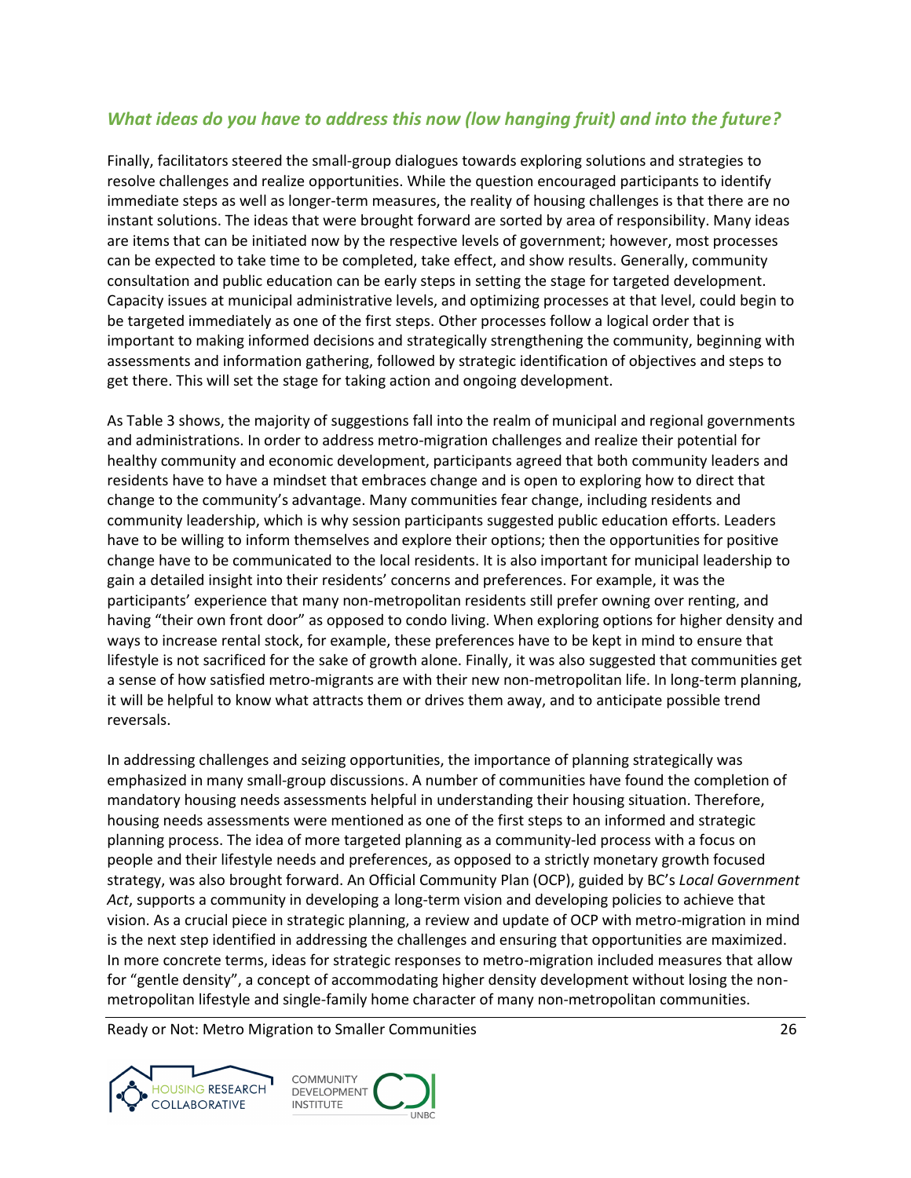### *What ideas do you have to address this now (low hanging fruit) and into the future?*

Finally, facilitators steered the small-group dialogues towards exploring solutions and strategies to resolve challenges and realize opportunities. While the question encouraged participants to identify immediate steps as well as longer-term measures, the reality of housing challenges is that there are no instant solutions. The ideas that were brought forward are sorted by area of responsibility. Many ideas are items that can be initiated now by the respective levels of government; however, most processes can be expected to take time to be completed, take effect, and show results. Generally, community consultation and public education can be early steps in setting the stage for targeted development. Capacity issues at municipal administrative levels, and optimizing processes at that level, could begin to be targeted immediately as one of the first steps. Other processes follow a logical order that is important to making informed decisions and strategically strengthening the community, beginning with assessments and information gathering, followed by strategic identification of objectives and steps to get there. This will set the stage for taking action and ongoing development.

As Table 3 shows, the majority of suggestions fall into the realm of municipal and regional governments and administrations. In order to address metro-migration challenges and realize their potential for healthy community and economic development, participants agreed that both community leaders and residents have to have a mindset that embraces change and is open to exploring how to direct that change to the community's advantage. Many communities fear change, including residents and community leadership, which is why session participants suggested public education efforts. Leaders have to be willing to inform themselves and explore their options; then the opportunities for positive change have to be communicated to the local residents. It is also important for municipal leadership to gain a detailed insight into their residents' concerns and preferences. For example, it was the participants' experience that many non-metropolitan residents still prefer owning over renting, and having "their own front door" as opposed to condo living. When exploring options for higher density and ways to increase rental stock, for example, these preferences have to be kept in mind to ensure that lifestyle is not sacrificed for the sake of growth alone. Finally, it was also suggested that communities get a sense of how satisfied metro-migrants are with their new non-metropolitan life. In long-term planning, it will be helpful to know what attracts them or drives them away, and to anticipate possible trend reversals.

In addressing challenges and seizing opportunities, the importance of planning strategically was emphasized in many small-group discussions. A number of communities have found the completion of mandatory housing needs assessments helpful in understanding their housing situation. Therefore, housing needs assessments were mentioned as one of the first steps to an informed and strategic planning process. The idea of more targeted planning as a community-led process with a focus on people and their lifestyle needs and preferences, as opposed to a strictly monetary growth focused strategy, was also brought forward. An Official Community Plan (OCP), guided by BC's *Local Government Act*, supports a community in developing a long-term vision and developing policies to achieve that vision. As a crucial piece in strategic planning, a review and update of OCP with metro-migration in mind is the next step identified in addressing the challenges and ensuring that opportunities are maximized. In more concrete terms, ideas for strategic responses to metro-migration included measures that allow for "gentle density", a concept of accommodating higher density development without losing the non-metropolitan lifestyle and single-family home character of many non-metropolitan communities.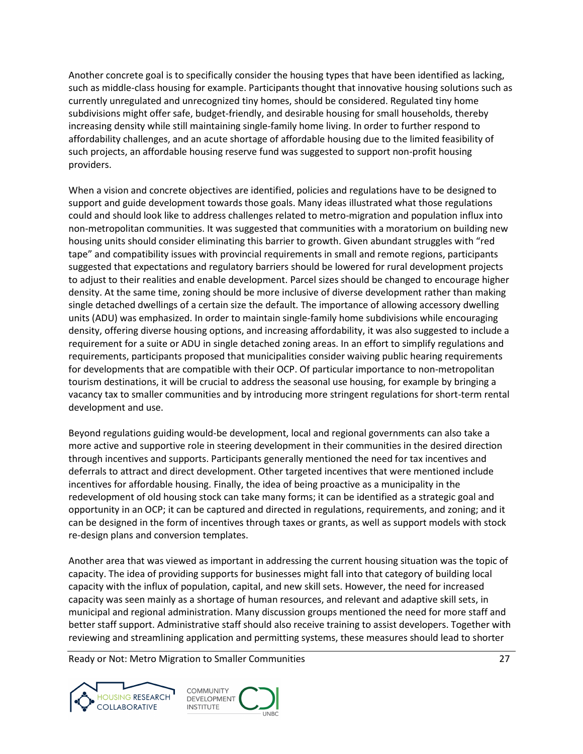Another concrete goal is to specifically consider the housing types that have been identified as lacking, such as middle-class housing for example. Participants thought that innovative housing solutions such as currently unregulated and unrecognized tiny homes, should be considered. Regulated tiny home subdivisions might offer safe, budget-friendly, and desirable housing for small households, thereby increasing density while still maintaining single-family home living. In order to further respond to affordability challenges, and an acute shortage of affordable housing due to the limited feasibility of such projects, an affordable housing reserve fund was suggested to support non-profit housing providers.

When a vision and concrete objectives are identified, policies and regulations have to be designed to support and guide development towards those goals. Many ideas illustrated what those regulations could and should look like to address challenges related to metro-migration and population influx into non-metropolitan communities. It was suggested that communities with a moratorium on building new housing units should consider eliminating this barrier to growth. Given abundant struggles with "red tape" and compatibility issues with provincial requirements in small and remote regions, participants suggested that expectations and regulatory barriers should be lowered for rural development projects to adjust to their realities and enable development. Parcel sizes should be changed to encourage higher density. At the same time, zoning should be more inclusive of diverse development rather than making single detached dwellings of a certain size the default. The importance of allowing accessory dwelling units (ADU) was emphasized. In order to maintain single-family home subdivisions while encouraging density, offering diverse housing options, and increasing affordability, it was also suggested to include a requirement for a suite or ADU in single detached zoning areas. In an effort to simplify regulations and requirements, participants proposed that municipalities consider waiving public hearing requirements for developments that are compatible with their OCP. Of particular importance to non-metropolitan tourism destinations, it will be crucial to address the seasonal use housing, for example by bringing a vacancy tax to smaller communities and by introducing more stringent regulations for short-term rental development and use.

Beyond regulations guiding would-be development, local and regional governments can also take a more active and supportive role in steering development in their communities in the desired direction through incentives and supports. Participants generally mentioned the need for tax incentives and deferrals to attract and direct development. Other targeted incentives that were mentioned include incentives for affordable housing. Finally, the idea of being proactive as a municipality in the redevelopment of old housing stock can take many forms; it can be identified as a strategic goal and opportunity in an OCP; it can be captured and directed in regulations, requirements, and zoning; and it can be designed in the form of incentives through taxes or grants, as well as support models with stock re-design plans and conversion templates.

Another area that was viewed as important in addressing the current housing situation was the topic of capacity. The idea of providing supports for businesses might fall into that category of building local capacity with the influx of population, capital, and new skill sets. However, the need for increased capacity was seen mainly as a shortage of human resources, and relevant and adaptive skill sets, in municipal and regional administration. Many discussion groups mentioned the need for more staff and better staff support. Administrative staff should also receive training to assist developers. Together with reviewing and streamlining application and permitting systems, these measures should lead to shorter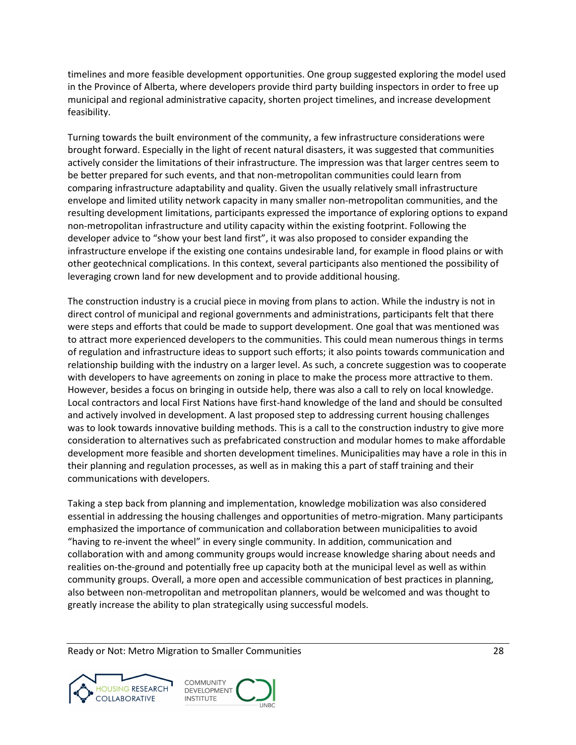timelines and more feasible development opportunities. One group suggested exploring the model used in the Province of Alberta, where developers provide third party building inspectors in order to free up municipal and regional administrative capacity, shorten project timelines, and increase development feasibility.

Turning towards the built environment of the community, a few infrastructure considerations were brought forward. Especially in the light of recent natural disasters, it was suggested that communities actively consider the limitations of their infrastructure. The impression was that larger centres seem to be better prepared for such events, and that non-metropolitan communities could learn from comparing infrastructure adaptability and quality. Given the usually relatively small infrastructure envelope and limited utility network capacity in many smaller non-metropolitan communities, and the resulting development limitations, participants expressed the importance of exploring options to expand non-metropolitan infrastructure and utility capacity within the existing footprint. Following the developer advice to "show your best land first", it was also proposed to consider expanding the infrastructure envelope if the existing one contains undesirable land, for example in flood plains or with other geotechnical complications. In this context, several participants also mentioned the possibility of leveraging crown land for new development and to provide additional housing.

The construction industry is a crucial piece in moving from plans to action. While the industry is not in direct control of municipal and regional governments and administrations, participants felt that there were steps and efforts that could be made to support development. One goal that was mentioned was to attract more experienced developers to the communities. This could mean numerous things in terms of regulation and infrastructure ideas to support such efforts; it also points towards communication and relationship building with the industry on a larger level. As such, a concrete suggestion was to cooperate with developers to have agreements on zoning in place to make the process more attractive to them. However, besides a focus on bringing in outside help, there was also a call to rely on local knowledge. Local contractors and local First Nations have first-hand knowledge of the land and should be consulted and actively involved in development. A last proposed step to addressing current housing challenges was to look towards innovative building methods. This is a call to the construction industry to give more consideration to alternatives such as prefabricated construction and modular homes to make affordable development more feasible and shorten development timelines. Municipalities may have a role in this in their planning and regulation processes, as well as in making this a part of staff training and their communications with developers.

Taking a step back from planning and implementation, knowledge mobilization was also considered essential in addressing the housing challenges and opportunities of metro-migration. Many participants emphasized the importance of communication and collaboration between municipalities to avoid "having to re-invent the wheel" in every single community. In addition, communication and collaboration with and among community groups would increase knowledge sharing about needs and realities on-the-ground and potentially free up capacity both at the municipal level as well as within community groups. Overall, a more open and accessible communication of best practices in planning, also between non-metropolitan and metropolitan planners, would be welcomed and was thought to greatly increase the ability to plan strategically using successful models.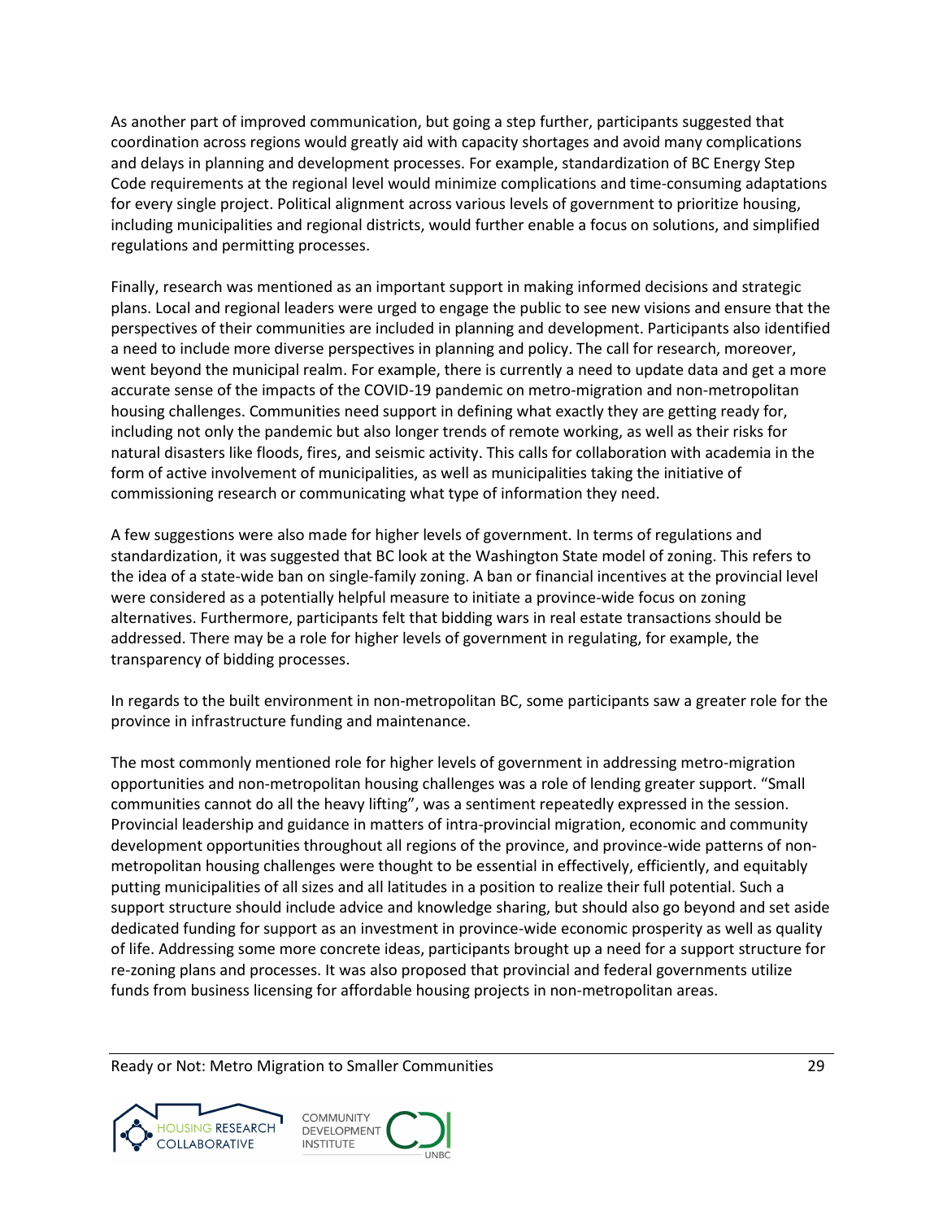As another part of improved communication, but going a step further, participants suggested that coordination across regions would greatly aid with capacity shortages and avoid many complications and delays in planning and development processes. For example, standardization of BC Energy Step Code requirements at the regional level would minimize complications and time-consuming adaptations for every single project. Political alignment across various levels of government to prioritize housing, including municipalities and regional districts, would further enable a focus on solutions, and simplified regulations and permitting processes.

Finally, research was mentioned as an important support in making informed decisions and strategic plans. Local and regional leaders were urged to engage the public to see new visions and ensure that the perspectives of their communities are included in planning and development. Participants also identified a need to include more diverse perspectives in planning and policy. The call for research, moreover, went beyond the municipal realm. For example, there is currently a need to update data and get a more accurate sense of the impacts of the COVID-19 pandemic on metro-migration and non-metropolitan housing challenges. Communities need support in defining what exactly they are getting ready for, including not only the pandemic but also longer trends of remote working, as well as their risks for natural disasters like floods, fires, and seismic activity. This calls for collaboration with academia in the form of active involvement of municipalities, as well as municipalities taking the initiative of commissioning research or communicating what type of information they need.

A few suggestions were also made for higher levels of government. In terms of regulations and standardization, it was suggested that BC look at the Washington State model of zoning. This refers to the idea of a state-wide ban on single-family zoning. A ban or financial incentives at the provincial level were considered as a potentially helpful measure to initiate a province-wide focus on zoning alternatives. Furthermore, participants felt that bidding wars in real estate transactions should be addressed. There may be a role for higher levels of government in regulating, for example, the transparency of bidding processes.

In regards to the built environment in non-metropolitan BC, some participants saw a greater role for the province in infrastructure funding and maintenance.

The most commonly mentioned role for higher levels of government in addressing metro-migration opportunities and non-metropolitan housing challenges was a role of lending greater support. "Small communities cannot do all the heavy lifting", was a sentiment repeatedly expressed in the session. Provincial leadership and guidance in matters of intra-provincial migration, economic and community development opportunities throughout all regions of the province, and province-wide patterns of non-metropolitan housing challenges were thought to be essential in effectively, efficiently, and equitably putting municipalities of all sizes and all latitudes in a position to realize their full potential. Such a support structure should include advice and knowledge sharing, but should also go beyond and set aside dedicated funding for support as an investment in province-wide economic prosperity as well as quality of life. Addressing some more concrete ideas, participants brought up a need for a support structure for re-zoning plans and processes. It was also proposed that provincial and federal governments utilize funds from business licensing for affordable housing projects in non-metropolitan areas.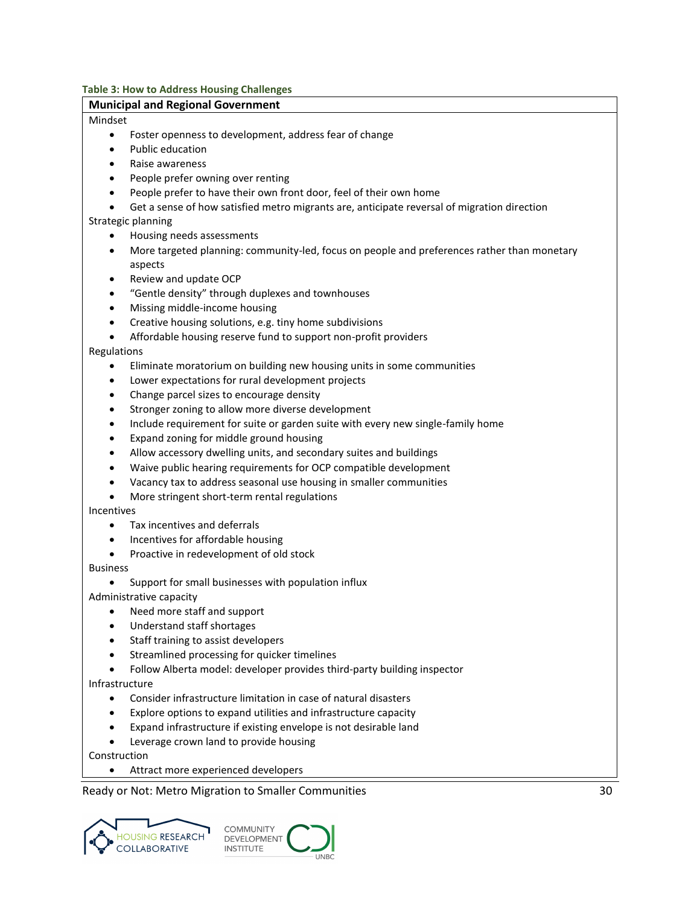**Table 3: How to Address Housing Challenges**

**Municipal and Regional Government**

Mindset

- Foster openness to development, address fear of change
- Public education
- Raise awareness
- People prefer owning over renting
- People prefer to have their own front door, feel of their own home
- Get a sense of how satisfied metro migrants are, anticipate reversal of migration direction

Strategic planning

- Housing needs assessments
- More targeted planning: community-led, focus on people and preferences rather than monetary aspects
- Review and update OCP
- "Gentle density" through duplexes and townhouses
- Missing middle-income housing
- Creative housing solutions, e.g. tiny home subdivisions
- Affordable housing reserve fund to support non-profit providers

Regulations

- Eliminate moratorium on building new housing units in some communities
- Lower expectations for rural development projects
- Change parcel sizes to encourage density
- Stronger zoning to allow more diverse development
- Include requirement for suite or garden suite with every new single-family home
- Expand zoning for middle ground housing
- Allow accessory dwelling units, and secondary suites and buildings
- Waive public hearing requirements for OCP compatible development
- Vacancy tax to address seasonal use housing in smaller communities
- More stringent short-term rental regulations

Incentives

- Tax incentives and deferrals
- Incentives for affordable housing
- Proactive in redevelopment of old stock

Business

- Support for small businesses with population influx

Administrative capacity

- Need more staff and support
- Understand staff shortages
- Staff training to assist developers
- Streamlined processing for quicker timelines
- Follow Alberta model: developer provides third-party building inspector

Infrastructure

- Consider infrastructure limitation in case of natural disasters
- Explore options to expand utilities and infrastructure capacity
- Expand infrastructure if existing envelope is not desirable land
- Leverage crown land to provide housing

Construction

- Attract more experienced developers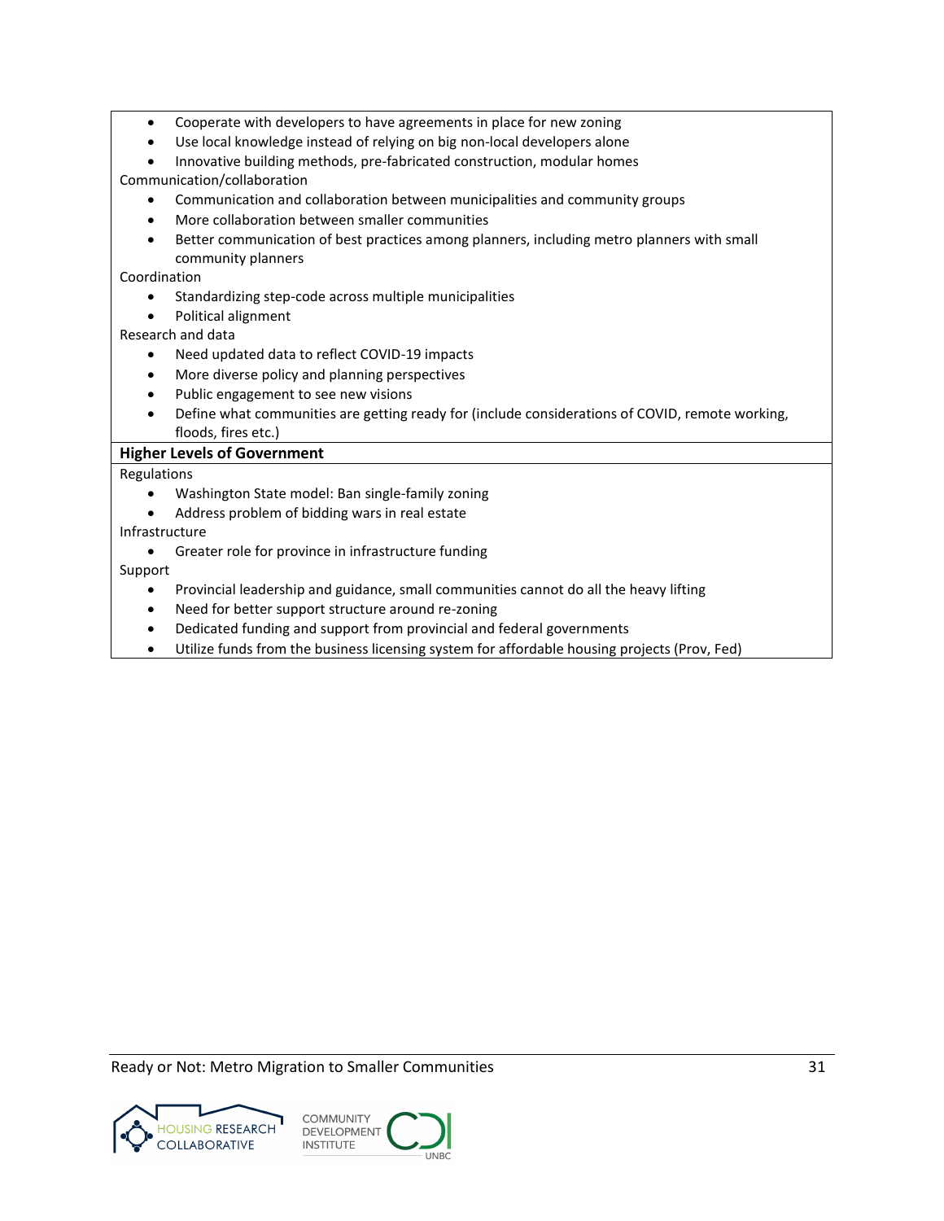- Cooperate with developers to have agreements in place for new zoning
- Use local knowledge instead of relying on big non-local developers alone
- Innovative building methods, pre-fabricated construction, modular homes

Communication/collaboration

- Communication and collaboration between municipalities and community groups
- More collaboration between smaller communities
- Better communication of best practices among planners, including metro planners with small community planners

Coordination

- Standardizing step-code across multiple municipalities
- Political alignment

Research and data

- Need updated data to reflect COVID-19 impacts
- More diverse policy and planning perspectives
- Public engagement to see new visions
- Define what communities are getting ready for (include considerations of COVID, remote working, floods, fires etc.)

**Higher Levels of Government**

Regulations

- Washington State model: Ban single-family zoning
- Address problem of bidding wars in real estate

Infrastructure

- Greater role for province in infrastructure funding

Support

- Provincial leadership and guidance, small communities cannot do all the heavy lifting
- Need for better support structure around re-zoning
- Dedicated funding and support from provincial and federal governments
- Utilize funds from the business licensing system for affordable housing projects (Prov, Fed)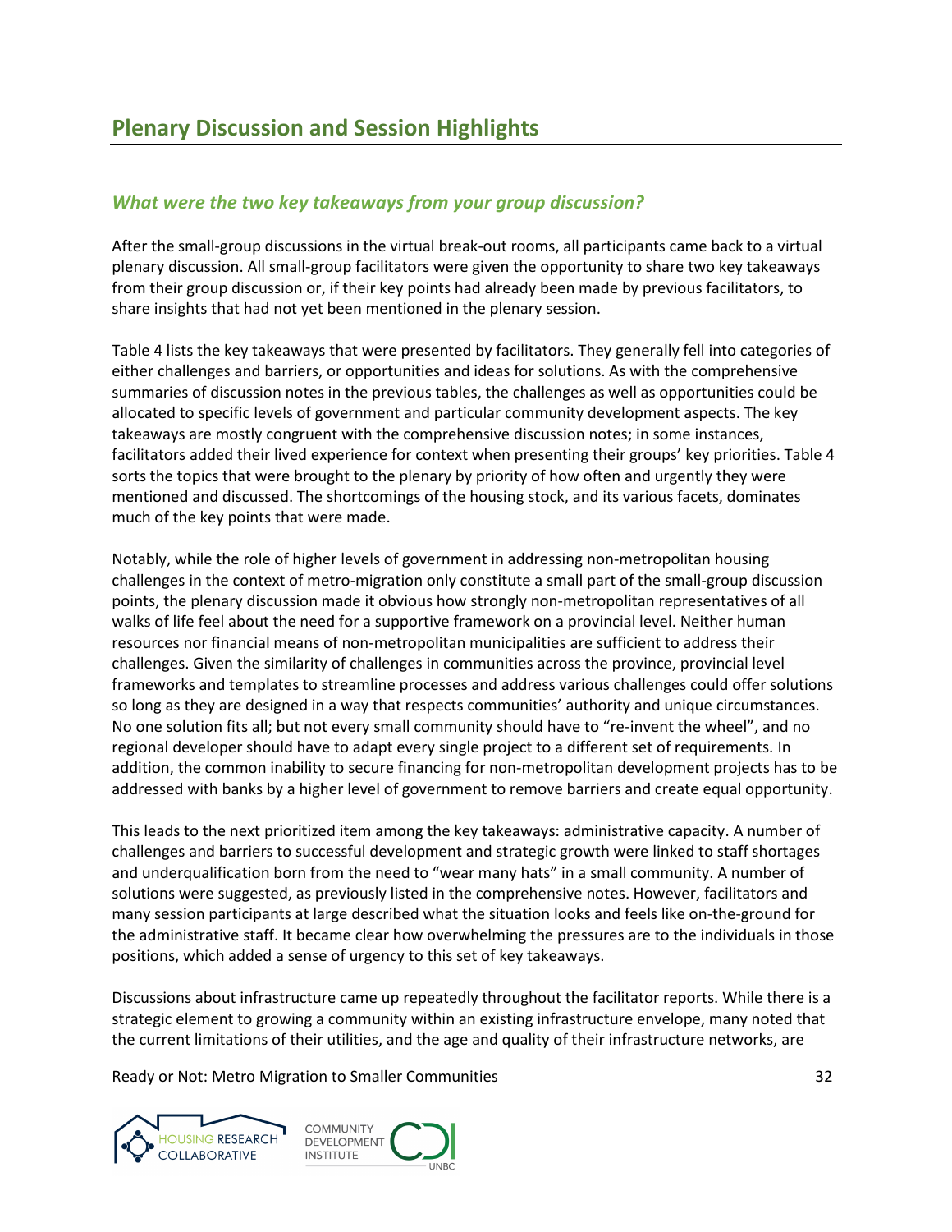# Plenary Discussion and Session Highlights

## *What were the two key takeaways from your group discussion?*

After the small-group discussions in the virtual break-out rooms, all participants came back to a virtual plenary discussion. All small-group facilitators were given the opportunity to share two key takeaways from their group discussion or, if their key points had already been made by previous facilitators, to share insights that had not yet been mentioned in the plenary session.

Table 4 lists the key takeaways that were presented by facilitators. They generally fell into categories of either challenges and barriers, or opportunities and ideas for solutions. As with the comprehensive summaries of discussion notes in the previous tables, the challenges as well as opportunities could be allocated to specific levels of government and particular community development aspects. The key takeaways are mostly congruent with the comprehensive discussion notes; in some instances, facilitators added their lived experience for context when presenting their groups' key priorities. Table 4 sorts the topics that were brought to the plenary by priority of how often and urgently they were mentioned and discussed. The shortcomings of the housing stock, and its various facets, dominates much of the key points that were made.

Notably, while the role of higher levels of government in addressing non-metropolitan housing challenges in the context of metro-migration only constitute a small part of the small-group discussion points, the plenary discussion made it obvious how strongly non-metropolitan representatives of all walks of life feel about the need for a supportive framework on a provincial level. Neither human resources nor financial means of non-metropolitan municipalities are sufficient to address their challenges. Given the similarity of challenges in communities across the province, provincial level frameworks and templates to streamline processes and address various challenges could offer solutions so long as they are designed in a way that respects communities' authority and unique circumstances. No one solution fits all; but not every small community should have to "re-invent the wheel", and no regional developer should have to adapt every single project to a different set of requirements. In addition, the common inability to secure financing for non-metropolitan development projects has to be addressed with banks by a higher level of government to remove barriers and create equal opportunity.

This leads to the next prioritized item among the key takeaways: administrative capacity. A number of challenges and barriers to successful development and strategic growth were linked to staff shortages and underqualification born from the need to "wear many hats" in a small community. A number of solutions were suggested, as previously listed in the comprehensive notes. However, facilitators and many session participants at large described what the situation looks and feels like on-the-ground for the administrative staff. It became clear how overwhelming the pressures are to the individuals in those positions, which added a sense of urgency to this set of key takeaways.

Discussions about infrastructure came up repeatedly throughout the facilitator reports. While there is a strategic element to growing a community within an existing infrastructure envelope, many noted that the current limitations of their utilities, and the age and quality of their infrastructure networks, are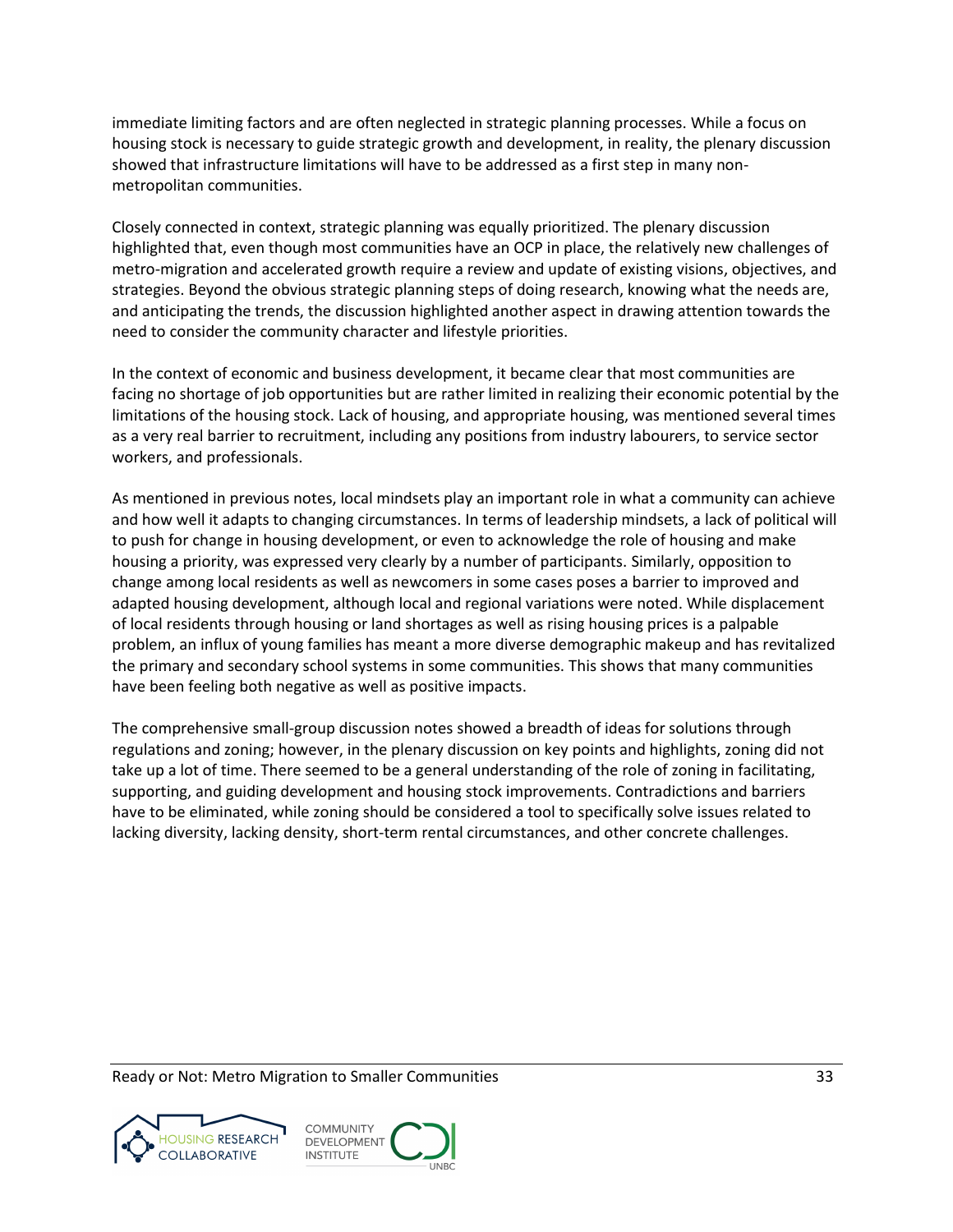immediate limiting factors and are often neglected in strategic planning processes. While a focus on housing stock is necessary to guide strategic growth and development, in reality, the plenary discussion showed that infrastructure limitations will have to be addressed as a first step in many non-metropolitan communities.

Closely connected in context, strategic planning was equally prioritized. The plenary discussion highlighted that, even though most communities have an OCP in place, the relatively new challenges of metro-migration and accelerated growth require a review and update of existing visions, objectives, and strategies. Beyond the obvious strategic planning steps of doing research, knowing what the needs are, and anticipating the trends, the discussion highlighted another aspect in drawing attention towards the need to consider the community character and lifestyle priorities.

In the context of economic and business development, it became clear that most communities are facing no shortage of job opportunities but are rather limited in realizing their economic potential by the limitations of the housing stock. Lack of housing, and appropriate housing, was mentioned several times as a very real barrier to recruitment, including any positions from industry labourers, to service sector workers, and professionals.

As mentioned in previous notes, local mindsets play an important role in what a community can achieve and how well it adapts to changing circumstances. In terms of leadership mindsets, a lack of political will to push for change in housing development, or even to acknowledge the role of housing and make housing a priority, was expressed very clearly by a number of participants. Similarly, opposition to change among local residents as well as newcomers in some cases poses a barrier to improved and adapted housing development, although local and regional variations were noted. While displacement of local residents through housing or land shortages as well as rising housing prices is a palpable problem, an influx of young families has meant a more diverse demographic makeup and has revitalized the primary and secondary school systems in some communities. This shows that many communities have been feeling both negative as well as positive impacts.

The comprehensive small-group discussion notes showed a breadth of ideas for solutions through regulations and zoning; however, in the plenary discussion on key points and highlights, zoning did not take up a lot of time. There seemed to be a general understanding of the role of zoning in facilitating, supporting, and guiding development and housing stock improvements. Contradictions and barriers have to be eliminated, while zoning should be considered a tool to specifically solve issues related to lacking diversity, lacking density, short-term rental circumstances, and other concrete challenges.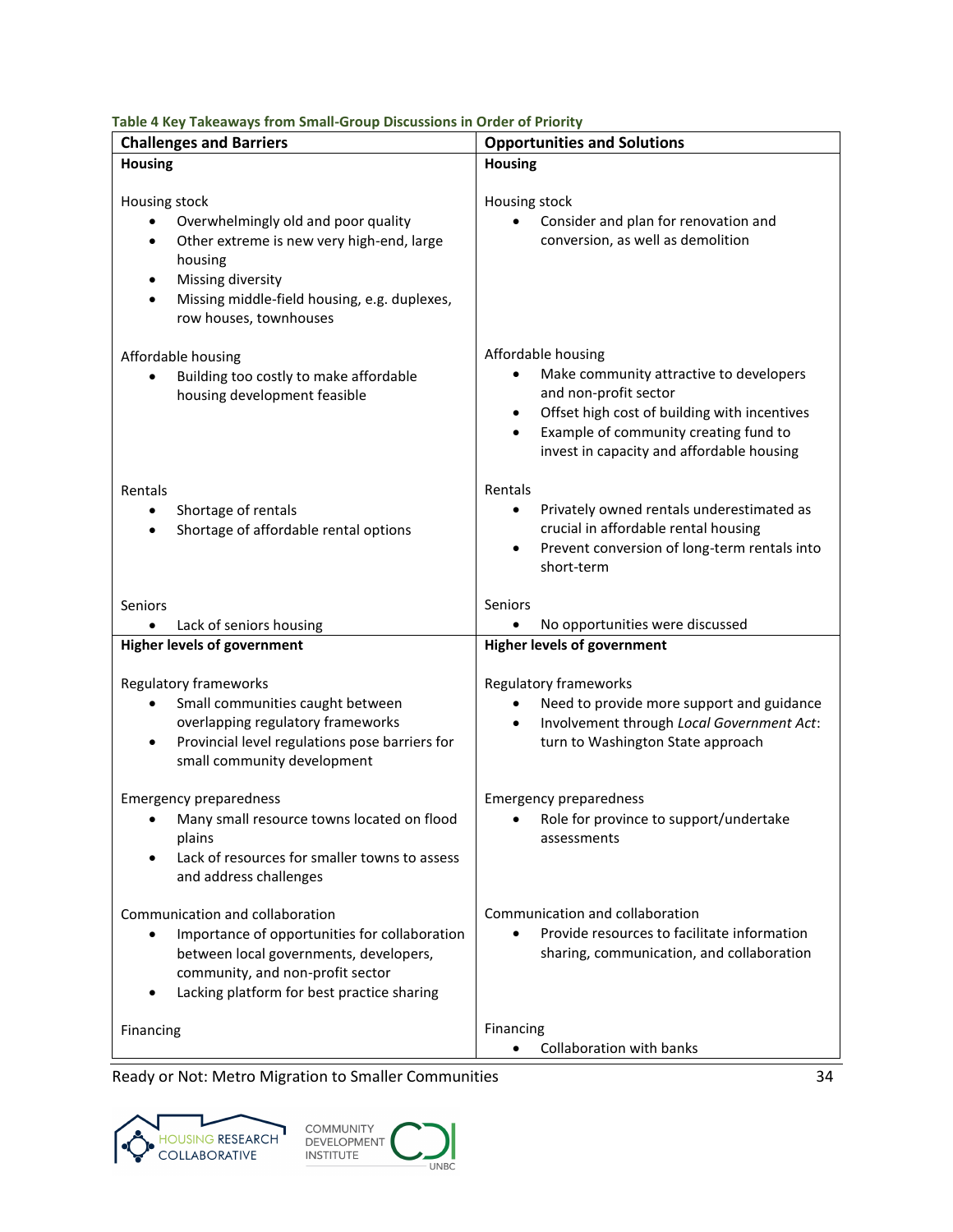**Table 4 Key Takeaways from Small-Group Discussions in Order of Priority**

| Challenges and Barriers | Opportunities and Solutions |
|---|---|
| **Housing** | **Housing** |
| Housing stock<br>• Overwhelmingly old and poor quality<br>• Other extreme is new very high-end, large housing<br>• Missing diversity<br>• Missing middle-field housing, e.g. duplexes, row houses, townhouses | Housing stock<br>• Consider and plan for renovation and conversion, as well as demolition |
| Affordable housing<br>• Building too costly to make affordable housing development feasible | Affordable housing<br>• Make community attractive to developers and non-profit sector<br>• Offset high cost of building with incentives<br>• Example of community creating fund to invest in capacity and affordable housing |
| Rentals<br>• Shortage of rentals<br>• Shortage of affordable rental options | Rentals<br>• Privately owned rentals underestimated as crucial in affordable rental housing<br>• Prevent conversion of long-term rentals into short-term |
| Seniors<br>• Lack of seniors housing | Seniors<br>• No opportunities were discussed |
| **Higher levels of government** | **Higher levels of government** |
| Regulatory frameworks<br>• Small communities caught between overlapping regulatory frameworks<br>• Provincial level regulations pose barriers for small community development | Regulatory frameworks<br>• Need to provide more support and guidance<br>• Involvement through *Local Government Act*: turn to Washington State approach |
| Emergency preparedness<br>• Many small resource towns located on flood plains<br>• Lack of resources for smaller towns to assess and address challenges | Emergency preparedness<br>• Role for province to support/undertake assessments |
| Communication and collaboration<br>• Importance of opportunities for collaboration between local governments, developers, community, and non-profit sector<br>• Lacking platform for best practice sharing | Communication and collaboration<br>• Provide resources to facilitate information sharing, communication, and collaboration |
| Financing | Financing<br>• Collaboration with banks |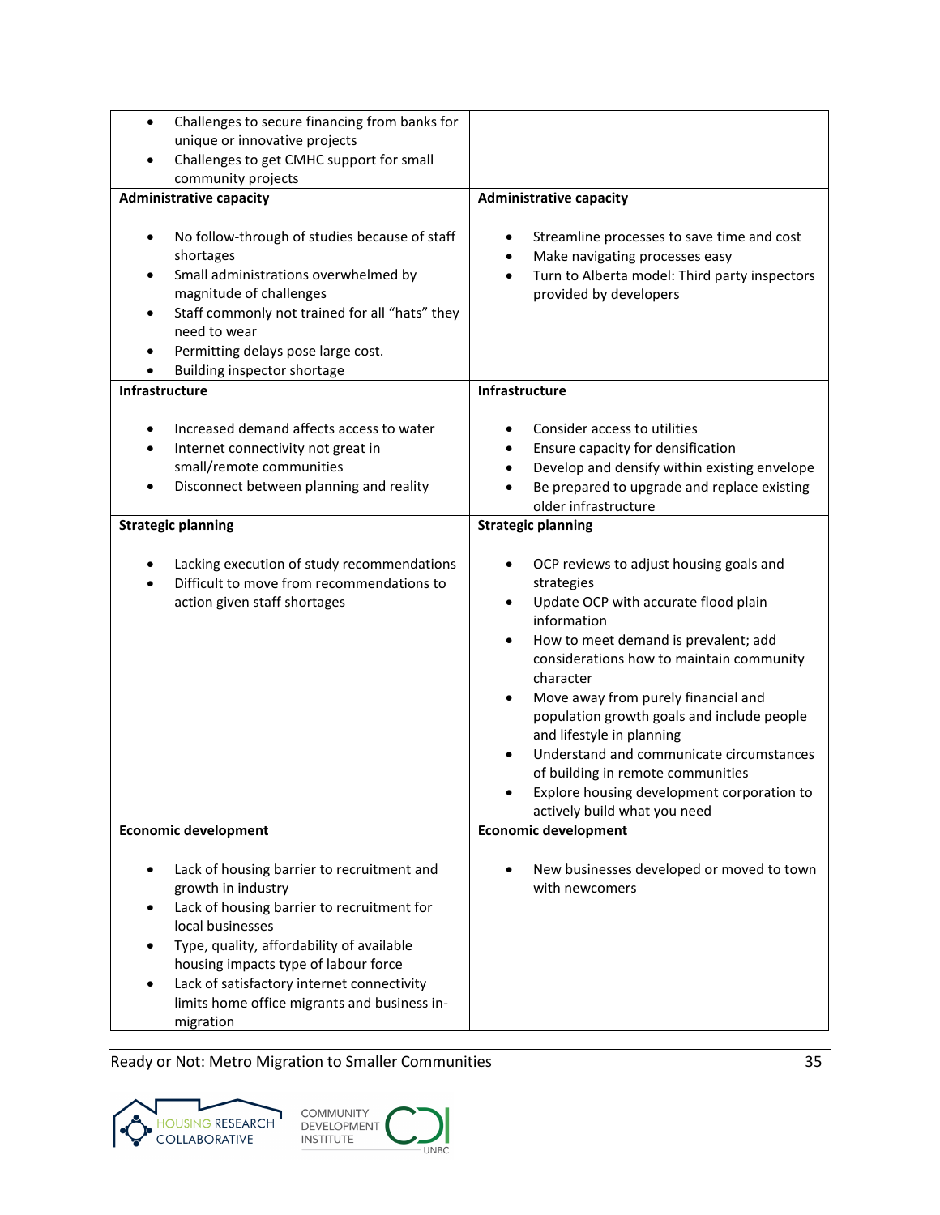| | |
|---|---|
| • Challenges to secure financing from banks for unique or innovative projects<br>• Challenges to get CMHC support for small community projects | |
| **Administrative capacity**<br><br>• No follow-through of studies because of staff shortages<br>• Small administrations overwhelmed by magnitude of challenges<br>• Staff commonly not trained for all "hats" they need to wear<br>• Permitting delays pose large cost.<br>• Building inspector shortage | **Administrative capacity**<br><br>• Streamline processes to save time and cost<br>• Make navigating processes easy<br>• Turn to Alberta model: Third party inspectors provided by developers |
| **Infrastructure**<br><br>• Increased demand affects access to water<br>• Internet connectivity not great in small/remote communities<br>• Disconnect between planning and reality | **Infrastructure**<br><br>• Consider access to utilities<br>• Ensure capacity for densification<br>• Develop and densify within existing envelope<br>• Be prepared to upgrade and replace existing older infrastructure |
| **Strategic planning**<br><br>• Lacking execution of study recommendations<br>• Difficult to move from recommendations to action given staff shortages | **Strategic planning**<br><br>• OCP reviews to adjust housing goals and strategies<br>• Update OCP with accurate flood plain information<br>• How to meet demand is prevalent; add considerations how to maintain community character<br>• Move away from purely financial and population growth goals and include people and lifestyle in planning<br>• Understand and communicate circumstances of building in remote communities<br>• Explore housing development corporation to actively build what you need |
| **Economic development**<br><br>• Lack of housing barrier to recruitment and growth in industry<br>• Lack of housing barrier to recruitment for local businesses<br>• Type, quality, affordability of available housing impacts type of labour force<br>• Lack of satisfactory internet connectivity limits home office migrants and business in-migration | **Economic development**<br><br>• New businesses developed or moved to town with newcomers |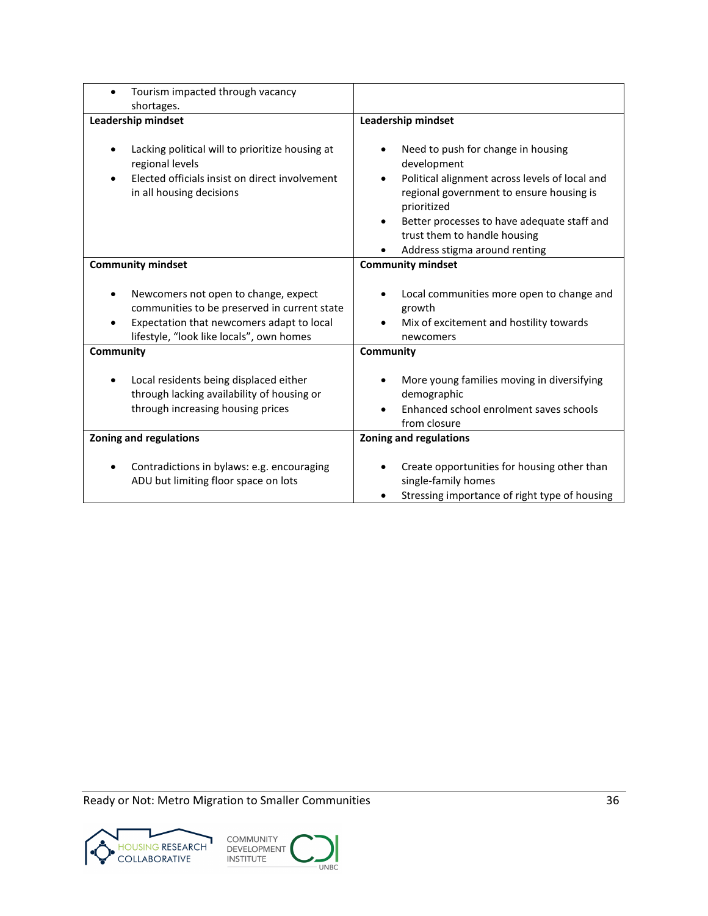| | |
|---|---|
| • Tourism impacted through vacancy shortages. | |
| **Leadership mindset**<br><br>• Lacking political will to prioritize housing at regional levels<br>• Elected officials insist on direct involvement in all housing decisions | **Leadership mindset**<br><br>• Need to push for change in housing development<br>• Political alignment across levels of local and regional government to ensure housing is prioritized<br>• Better processes to have adequate staff and trust them to handle housing<br>• Address stigma around renting |
| **Community mindset**<br><br>• Newcomers not open to change, expect communities to be preserved in current state<br>• Expectation that newcomers adapt to local lifestyle, "look like locals", own homes | **Community mindset**<br><br>• Local communities more open to change and growth<br>• Mix of excitement and hostility towards newcomers |
| **Community**<br><br>• Local residents being displaced either through lacking availability of housing or through increasing housing prices | **Community**<br><br>• More young families moving in diversifying demographic<br>• Enhanced school enrolment saves schools from closure |
| **Zoning and regulations**<br><br>• Contradictions in bylaws: e.g. encouraging ADU but limiting floor space on lots | **Zoning and regulations**<br><br>• Create opportunities for housing other than single-family homes<br>• Stressing importance of right type of housing |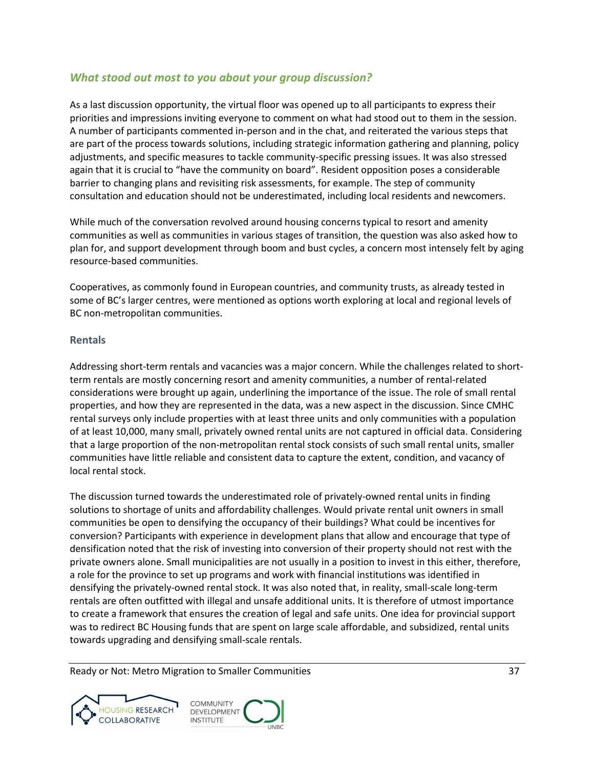### *What stood out most to you about your group discussion?*

As a last discussion opportunity, the virtual floor was opened up to all participants to express their priorities and impressions inviting everyone to comment on what had stood out to them in the session. A number of participants commented in-person and in the chat, and reiterated the various steps that are part of the process towards solutions, including strategic information gathering and planning, policy adjustments, and specific measures to tackle community-specific pressing issues. It was also stressed again that it is crucial to "have the community on board". Resident opposition poses a considerable barrier to changing plans and revisiting risk assessments, for example. The step of community consultation and education should not be underestimated, including local residents and newcomers.

While much of the conversation revolved around housing concerns typical to resort and amenity communities as well as communities in various stages of transition, the question was also asked how to plan for, and support development through boom and bust cycles, a concern most intensely felt by aging resource-based communities.

Cooperatives, as commonly found in European countries, and community trusts, as already tested in some of BC's larger centres, were mentioned as options worth exploring at local and regional levels of BC non-metropolitan communities.

#### Rentals

Addressing short-term rentals and vacancies was a major concern. While the challenges related to short-term rentals are mostly concerning resort and amenity communities, a number of rental-related considerations were brought up again, underlining the importance of the issue. The role of small rental properties, and how they are represented in the data, was a new aspect in the discussion. Since CMHC rental surveys only include properties with at least three units and only communities with a population of at least 10,000, many small, privately owned rental units are not captured in official data. Considering that a large proportion of the non-metropolitan rental stock consists of such small rental units, smaller communities have little reliable and consistent data to capture the extent, condition, and vacancy of local rental stock.

The discussion turned towards the underestimated role of privately-owned rental units in finding solutions to shortage of units and affordability challenges. Would private rental unit owners in small communities be open to densifying the occupancy of their buildings? What could be incentives for conversion? Participants with experience in development plans that allow and encourage that type of densification noted that the risk of investing into conversion of their property should not rest with the private owners alone. Small municipalities are not usually in a position to invest in this either, therefore, a role for the province to set up programs and work with financial institutions was identified in densifying the privately-owned rental stock. It was also noted that, in reality, small-scale long-term rentals are often outfitted with illegal and unsafe additional units. It is therefore of utmost importance to create a framework that ensures the creation of legal and safe units. One idea for provincial support was to redirect BC Housing funds that are spent on large scale affordable, and subsidized, rental units towards upgrading and densifying small-scale rentals.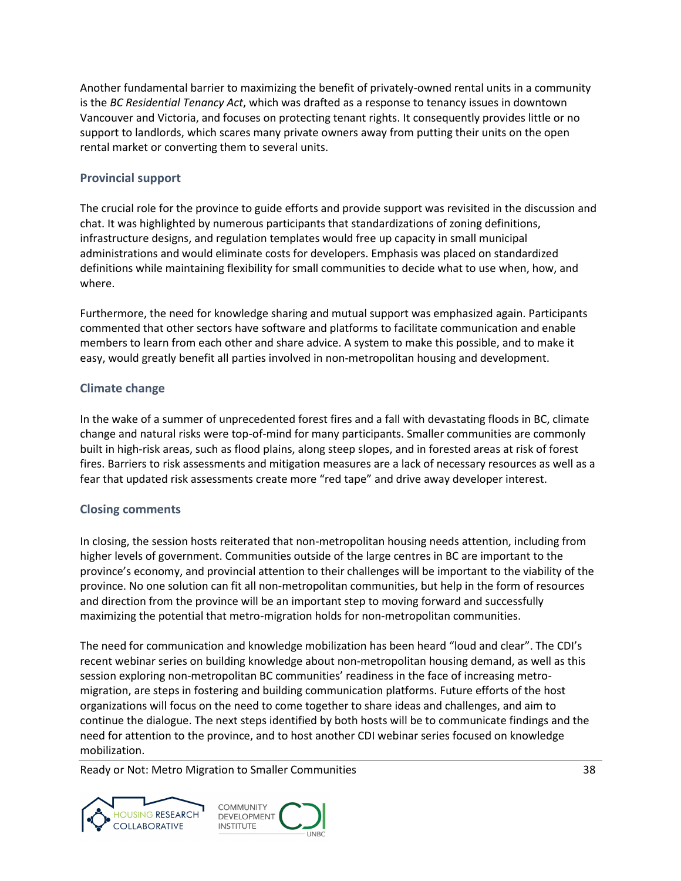Another fundamental barrier to maximizing the benefit of privately-owned rental units in a community is the *BC Residential Tenancy Act*, which was drafted as a response to tenancy issues in downtown Vancouver and Victoria, and focuses on protecting tenant rights. It consequently provides little or no support to landlords, which scares many private owners away from putting their units on the open rental market or converting them to several units.

### Provincial support

The crucial role for the province to guide efforts and provide support was revisited in the discussion and chat. It was highlighted by numerous participants that standardizations of zoning definitions, infrastructure designs, and regulation templates would free up capacity in small municipal administrations and would eliminate costs for developers. Emphasis was placed on standardized definitions while maintaining flexibility for small communities to decide what to use when, how, and where.

Furthermore, the need for knowledge sharing and mutual support was emphasized again. Participants commented that other sectors have software and platforms to facilitate communication and enable members to learn from each other and share advice. A system to make this possible, and to make it easy, would greatly benefit all parties involved in non-metropolitan housing and development.

### Climate change

In the wake of a summer of unprecedented forest fires and a fall with devastating floods in BC, climate change and natural risks were top-of-mind for many participants. Smaller communities are commonly built in high-risk areas, such as flood plains, along steep slopes, and in forested areas at risk of forest fires. Barriers to risk assessments and mitigation measures are a lack of necessary resources as well as a fear that updated risk assessments create more "red tape" and drive away developer interest.

### Closing comments

In closing, the session hosts reiterated that non-metropolitan housing needs attention, including from higher levels of government. Communities outside of the large centres in BC are important to the province's economy, and provincial attention to their challenges will be important to the viability of the province. No one solution can fit all non-metropolitan communities, but help in the form of resources and direction from the province will be an important step to moving forward and successfully maximizing the potential that metro-migration holds for non-metropolitan communities.

The need for communication and knowledge mobilization has been heard "loud and clear". The CDI's recent webinar series on building knowledge about non-metropolitan housing demand, as well as this session exploring non-metropolitan BC communities' readiness in the face of increasing metro-migration, are steps in fostering and building communication platforms. Future efforts of the host organizations will focus on the need to come together to share ideas and challenges, and aim to continue the dialogue. The next steps identified by both hosts will be to communicate findings and the need for attention to the province, and to host another CDI webinar series focused on knowledge mobilization.